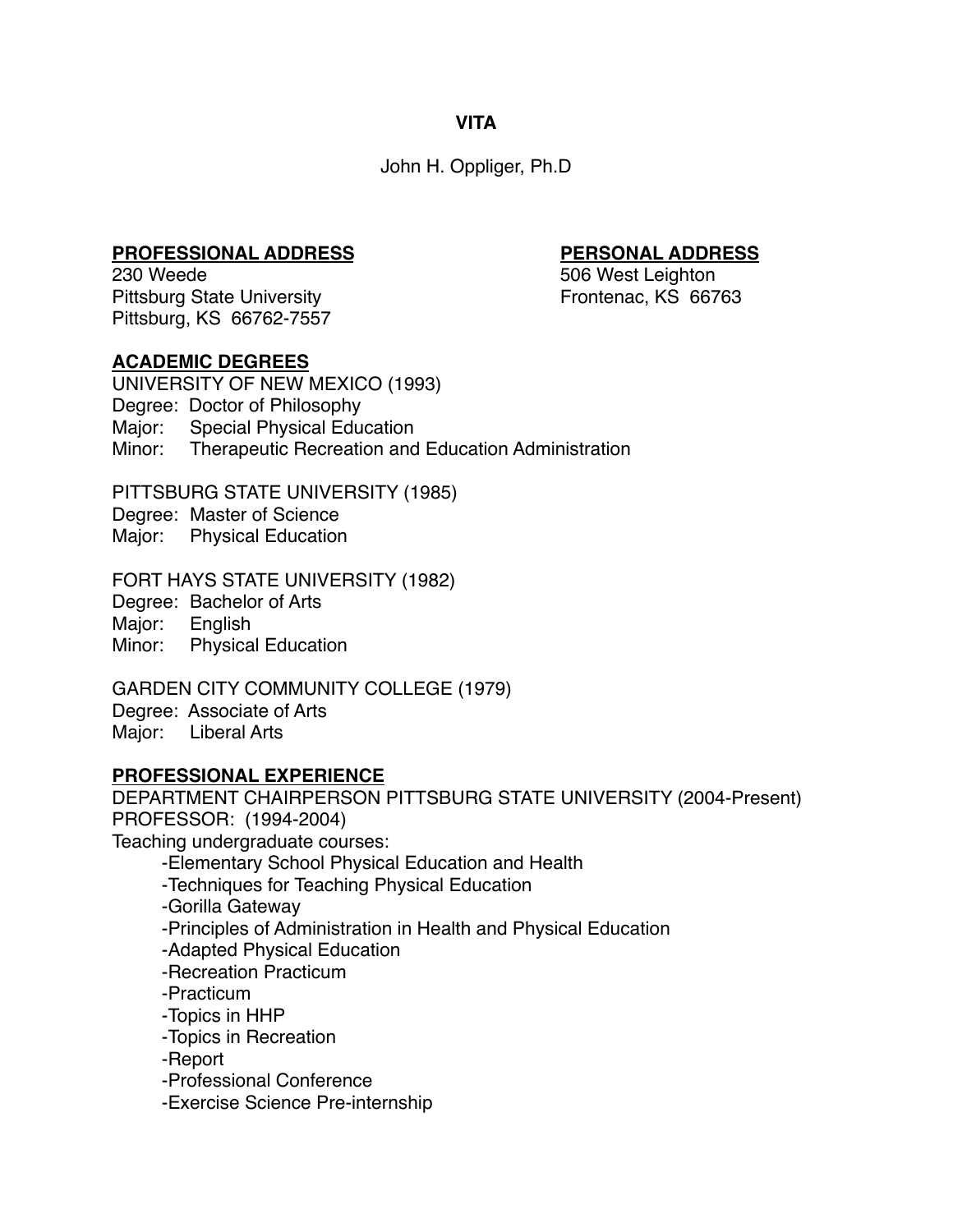# VITA

John H. Oppliger, Ph.D

## PROFESSIONAL ADDRESS

230 Weede
Pittsburg State University
Pittsburg, KS 66762-7557

## PERSONAL ADDRESS

506 West Leighton
Frontenac, KS 66763

## ACADEMIC DEGREES

UNIVERSITY OF NEW MEXICO (1993)
Degree: Doctor of Philosophy
Major: Special Physical Education
Minor: Therapeutic Recreation and Education Administration

PITTSBURG STATE UNIVERSITY (1985)
Degree: Master of Science
Major: Physical Education

FORT HAYS STATE UNIVERSITY (1982)
Degree: Bachelor of Arts
Major: English
Minor: Physical Education

GARDEN CITY COMMUNITY COLLEGE (1979)
Degree: Associate of Arts
Major: Liberal Arts

## PROFESSIONAL EXPERIENCE

DEPARTMENT CHAIRPERSON PITTSBURG STATE UNIVERSITY (2004-Present)
PROFESSOR: (1994-2004)
Teaching undergraduate courses:

- Elementary School Physical Education and Health
- Techniques for Teaching Physical Education
- Gorilla Gateway
- Principles of Administration in Health and Physical Education
- Adapted Physical Education
- Recreation Practicum
- Practicum
- Topics in HHP
- Topics in Recreation
- Report
- Professional Conference
- Exercise Science Pre-internship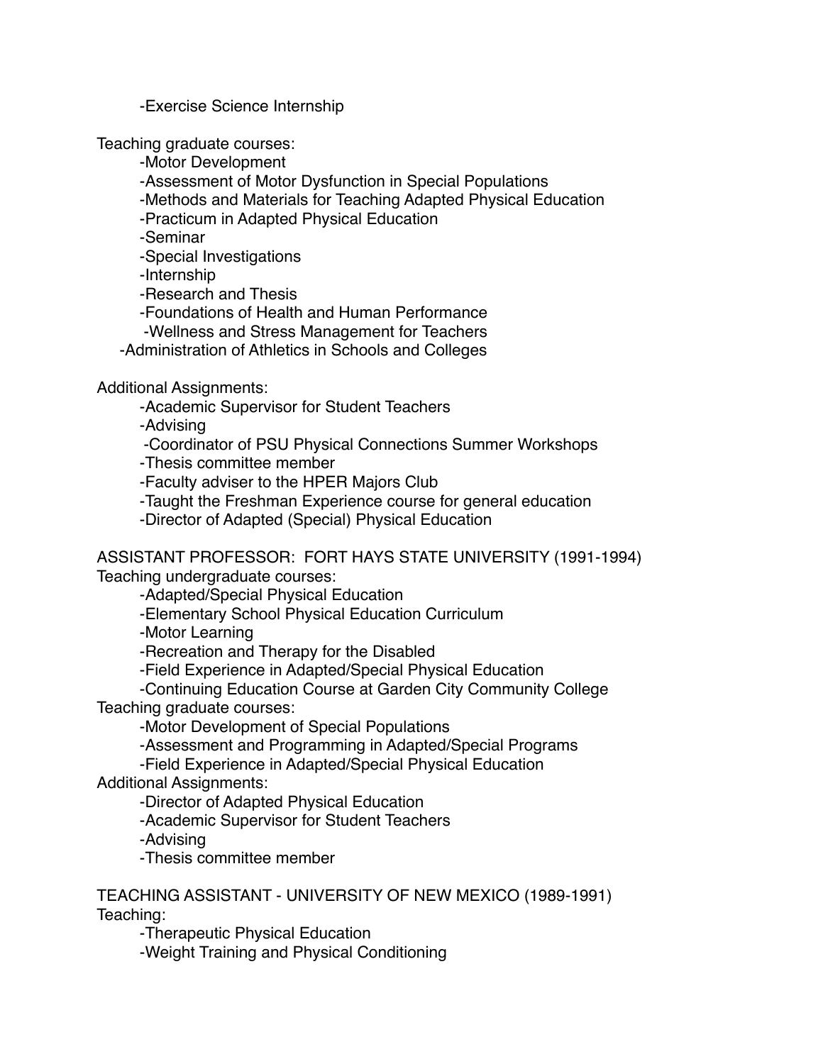- Exercise Science Internship

Teaching graduate courses:

- Motor Development
- Assessment of Motor Dysfunction in Special Populations
- Methods and Materials for Teaching Adapted Physical Education
- Practicum in Adapted Physical Education
- Seminar
- Special Investigations
- Internship
- Research and Thesis
- Foundations of Health and Human Performance
- Wellness and Stress Management for Teachers
- Administration of Athletics in Schools and Colleges

Additional Assignments:

- Academic Supervisor for Student Teachers
- Advising
- Coordinator of PSU Physical Connections Summer Workshops
- Thesis committee member
- Faculty adviser to the HPER Majors Club
- Taught the Freshman Experience course for general education
- Director of Adapted (Special) Physical Education

ASSISTANT PROFESSOR: FORT HAYS STATE UNIVERSITY (1991-1994)

Teaching undergraduate courses:

- Adapted/Special Physical Education
- Elementary School Physical Education Curriculum
- Motor Learning
- Recreation and Therapy for the Disabled
- Field Experience in Adapted/Special Physical Education
- Continuing Education Course at Garden City Community College

Teaching graduate courses:

- Motor Development of Special Populations
- Assessment and Programming in Adapted/Special Programs
- Field Experience in Adapted/Special Physical Education

Additional Assignments:

- Director of Adapted Physical Education
- Academic Supervisor for Student Teachers
- Advising
- Thesis committee member

TEACHING ASSISTANT - UNIVERSITY OF NEW MEXICO (1989-1991)

Teaching:

- Therapeutic Physical Education
- Weight Training and Physical Conditioning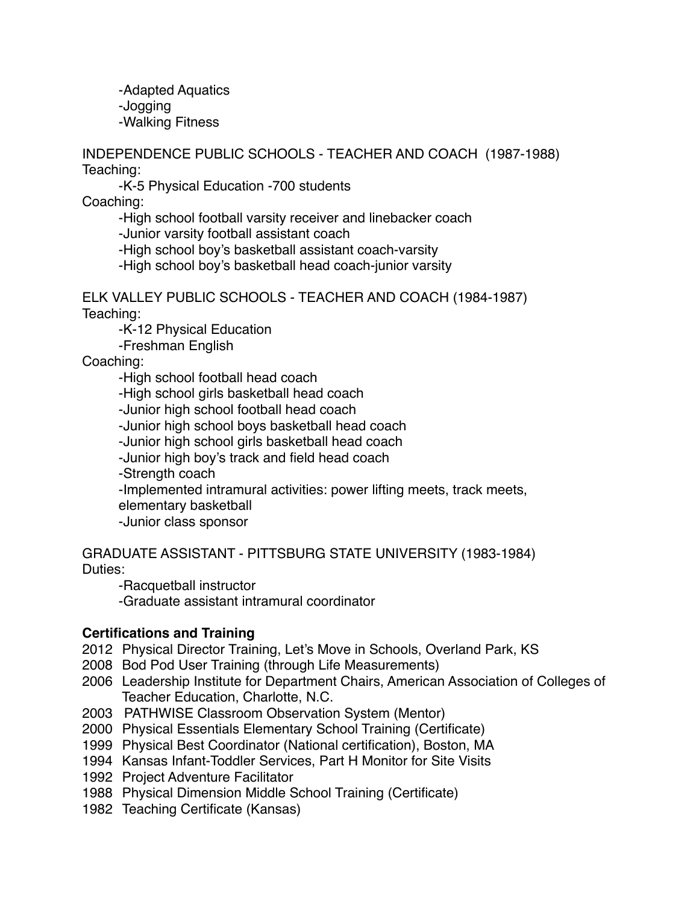-Adapted Aquatics
-Jogging
-Walking Fitness

INDEPENDENCE PUBLIC SCHOOLS - TEACHER AND COACH (1987-1988)

Teaching:

-K-5 Physical Education -700 students

Coaching:

-High school football varsity receiver and linebacker coach
-Junior varsity football assistant coach
-High school boy's basketball assistant coach-varsity
-High school boy's basketball head coach-junior varsity

ELK VALLEY PUBLIC SCHOOLS - TEACHER AND COACH (1984-1987)

Teaching:

-K-12 Physical Education
-Freshman English

Coaching:

-High school football head coach
-High school girls basketball head coach
-Junior high school football head coach
-Junior high school boys basketball head coach
-Junior high school girls basketball head coach
-Junior high boy's track and field head coach
-Strength coach
-Implemented intramural activities: power lifting meets, track meets, elementary basketball
-Junior class sponsor

GRADUATE ASSISTANT - PITTSBURG STATE UNIVERSITY (1983-1984)

Duties:

-Racquetball instructor
-Graduate assistant intramural coordinator

**Certifications and Training**

2012 Physical Director Training, Let's Move in Schools, Overland Park, KS
2008 Bod Pod User Training (through Life Measurements)
2006 Leadership Institute for Department Chairs, American Association of Colleges of Teacher Education, Charlotte, N.C.
2003 PATHWISE Classroom Observation System (Mentor)
2000 Physical Essentials Elementary School Training (Certificate)
1999 Physical Best Coordinator (National certification), Boston, MA
1994 Kansas Infant-Toddler Services, Part H Monitor for Site Visits
1992 Project Adventure Facilitator
1988 Physical Dimension Middle School Training (Certificate)
1982 Teaching Certificate (Kansas)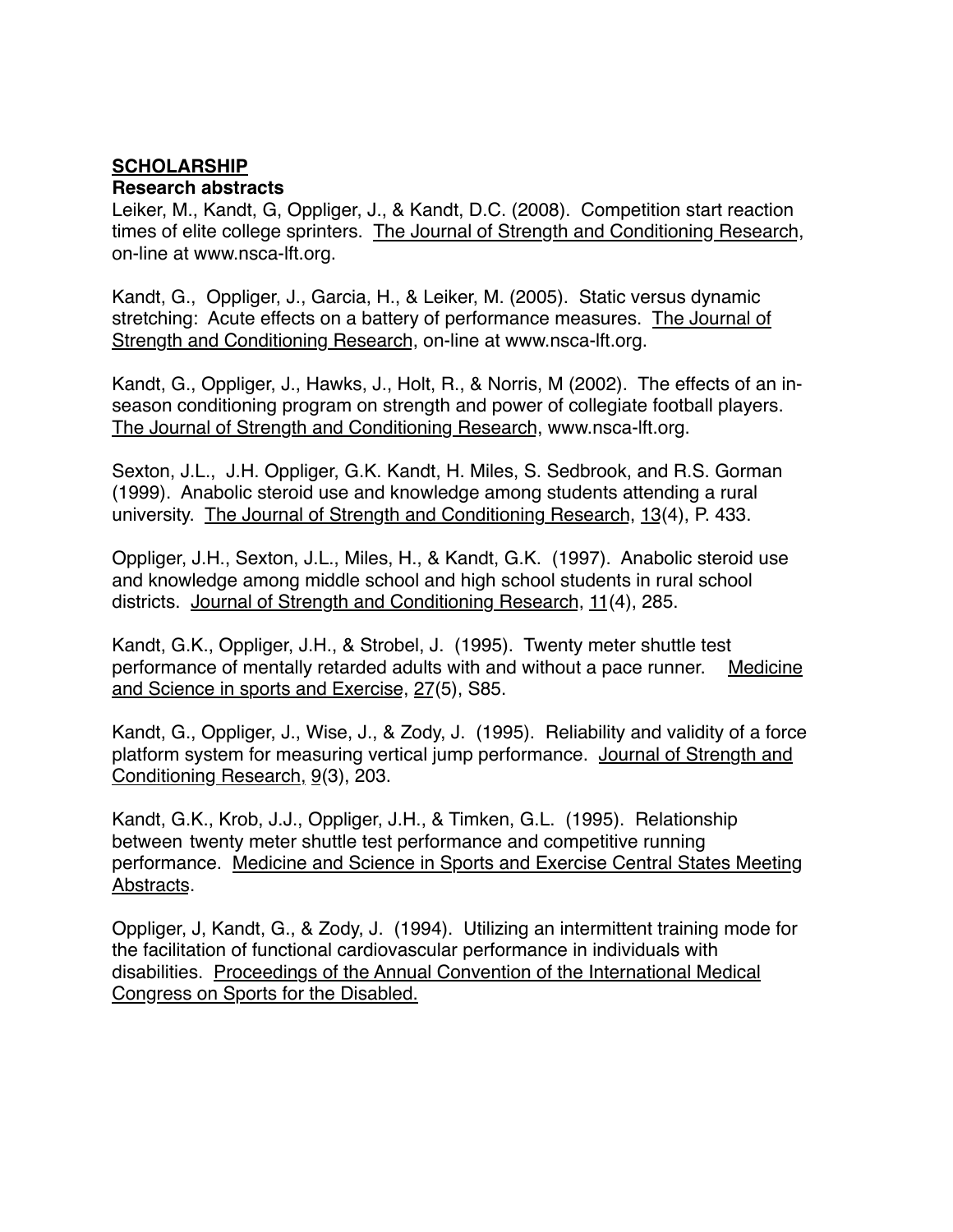## **SCHOLARSHIP**

### Research abstracts

Leiker, M., Kandt, G, Oppliger, J., & Kandt, D.C. (2008). Competition start reaction times of elite college sprinters. The Journal of Strength and Conditioning Research, on-line at www.nsca-lft.org.

Kandt, G., Oppliger, J., Garcia, H., & Leiker, M. (2005). Static versus dynamic stretching: Acute effects on a battery of performance measures. The Journal of Strength and Conditioning Research, on-line at www.nsca-lft.org.

Kandt, G., Oppliger, J., Hawks, J., Holt, R., & Norris, M (2002). The effects of an in-season conditioning program on strength and power of collegiate football players. The Journal of Strength and Conditioning Research, www.nsca-lft.org.

Sexton, J.L., J.H. Oppliger, G.K. Kandt, H. Miles, S. Sedbrook, and R.S. Gorman (1999). Anabolic steroid use and knowledge among students attending a rural university. The Journal of Strength and Conditioning Research, 13(4), P. 433.

Oppliger, J.H., Sexton, J.L., Miles, H., & Kandt, G.K. (1997). Anabolic steroid use and knowledge among middle school and high school students in rural school districts. Journal of Strength and Conditioning Research, 11(4), 285.

Kandt, G.K., Oppliger, J.H., & Strobel, J. (1995). Twenty meter shuttle test performance of mentally retarded adults with and without a pace runner. Medicine and Science in sports and Exercise, 27(5), S85.

Kandt, G., Oppliger, J., Wise, J., & Zody, J. (1995). Reliability and validity of a force platform system for measuring vertical jump performance. Journal of Strength and Conditioning Research, 9(3), 203.

Kandt, G.K., Krob, J.J., Oppliger, J.H., & Timken, G.L. (1995). Relationship between twenty meter shuttle test performance and competitive running performance. Medicine and Science in Sports and Exercise Central States Meeting Abstracts.

Oppliger, J, Kandt, G., & Zody, J. (1994). Utilizing an intermittent training mode for the facilitation of functional cardiovascular performance in individuals with disabilities. Proceedings of the Annual Convention of the International Medical Congress on Sports for the Disabled.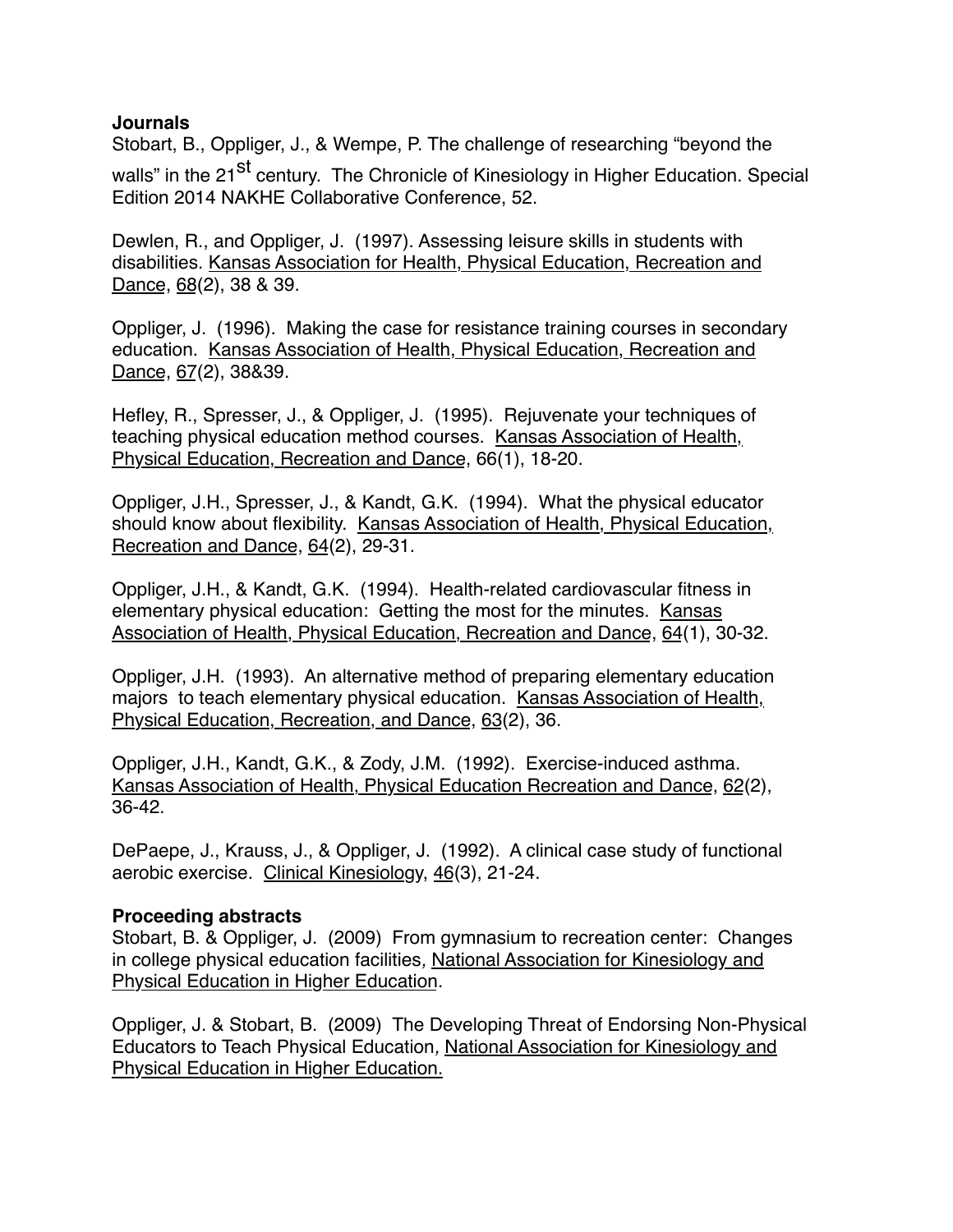**Journals**

Stobart, B., Oppliger, J., & Wempe, P. The challenge of researching "beyond the walls" in the 21st century. The Chronicle of Kinesiology in Higher Education. Special Edition 2014 NAKHE Collaborative Conference, 52.

Dewlen, R., and Oppliger, J. (1997). Assessing leisure skills in students with disabilities. Kansas Association for Health, Physical Education, Recreation and Dance, 68(2), 38 & 39.

Oppliger, J. (1996). Making the case for resistance training courses in secondary education. Kansas Association of Health, Physical Education, Recreation and Dance, 67(2), 38&39.

Hefley, R., Spresser, J., & Oppliger, J. (1995). Rejuvenate your techniques of teaching physical education method courses. Kansas Association of Health, Physical Education, Recreation and Dance, 66(1), 18-20.

Oppliger, J.H., Spresser, J., & Kandt, G.K. (1994). What the physical educator should know about flexibility. Kansas Association of Health, Physical Education, Recreation and Dance, 64(2), 29-31.

Oppliger, J.H., & Kandt, G.K. (1994). Health-related cardiovascular fitness in elementary physical education: Getting the most for the minutes. Kansas Association of Health, Physical Education, Recreation and Dance, 64(1), 30-32.

Oppliger, J.H. (1993). An alternative method of preparing elementary education majors to teach elementary physical education. Kansas Association of Health, Physical Education, Recreation, and Dance, 63(2), 36.

Oppliger, J.H., Kandt, G.K., & Zody, J.M. (1992). Exercise-induced asthma. Kansas Association of Health, Physical Education Recreation and Dance, 62(2), 36-42.

DePaepe, J., Krauss, J., & Oppliger, J. (1992). A clinical case study of functional aerobic exercise. Clinical Kinesiology, 46(3), 21-24.

**Proceeding abstracts**

Stobart, B. & Oppliger, J. (2009) From gymnasium to recreation center: Changes in college physical education facilities, National Association for Kinesiology and Physical Education in Higher Education.

Oppliger, J. & Stobart, B. (2009) The Developing Threat of Endorsing Non-Physical Educators to Teach Physical Education, National Association for Kinesiology and Physical Education in Higher Education.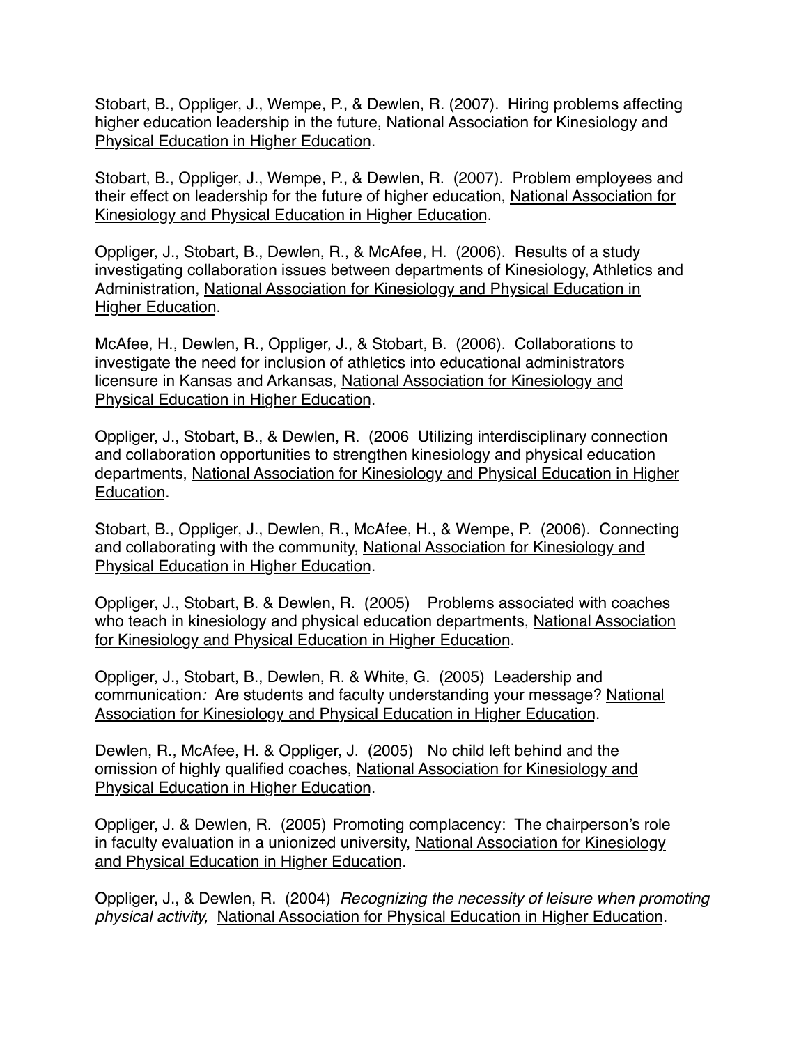Stobart, B., Oppliger, J., Wempe, P., & Dewlen, R. (2007). Hiring problems affecting higher education leadership in the future, National Association for Kinesiology and Physical Education in Higher Education.

Stobart, B., Oppliger, J., Wempe, P., & Dewlen, R. (2007). Problem employees and their effect on leadership for the future of higher education, National Association for Kinesiology and Physical Education in Higher Education.

Oppliger, J., Stobart, B., Dewlen, R., & McAfee, H. (2006). Results of a study investigating collaboration issues between departments of Kinesiology, Athletics and Administration, National Association for Kinesiology and Physical Education in Higher Education.

McAfee, H., Dewlen, R., Oppliger, J., & Stobart, B. (2006). Collaborations to investigate the need for inclusion of athletics into educational administrators licensure in Kansas and Arkansas, National Association for Kinesiology and Physical Education in Higher Education.

Oppliger, J., Stobart, B., & Dewlen, R. (2006 Utilizing interdisciplinary connection and collaboration opportunities to strengthen kinesiology and physical education departments, National Association for Kinesiology and Physical Education in Higher Education.

Stobart, B., Oppliger, J., Dewlen, R., McAfee, H., & Wempe, P. (2006). Connecting and collaborating with the community, National Association for Kinesiology and Physical Education in Higher Education.

Oppliger, J., Stobart, B. & Dewlen, R. (2005) Problems associated with coaches who teach in kinesiology and physical education departments, National Association for Kinesiology and Physical Education in Higher Education.

Oppliger, J., Stobart, B., Dewlen, R. & White, G. (2005) Leadership and communication*:* Are students and faculty understanding your message? National Association for Kinesiology and Physical Education in Higher Education.

Dewlen, R., McAfee, H. & Oppliger, J. (2005) No child left behind and the omission of highly qualified coaches, National Association for Kinesiology and Physical Education in Higher Education.

Oppliger, J. & Dewlen, R. (2005) Promoting complacency: The chairperson's role in faculty evaluation in a unionized university, National Association for Kinesiology and Physical Education in Higher Education.

Oppliger, J., & Dewlen, R. (2004) *Recognizing the necessity of leisure when promoting physical activity,* National Association for Physical Education in Higher Education.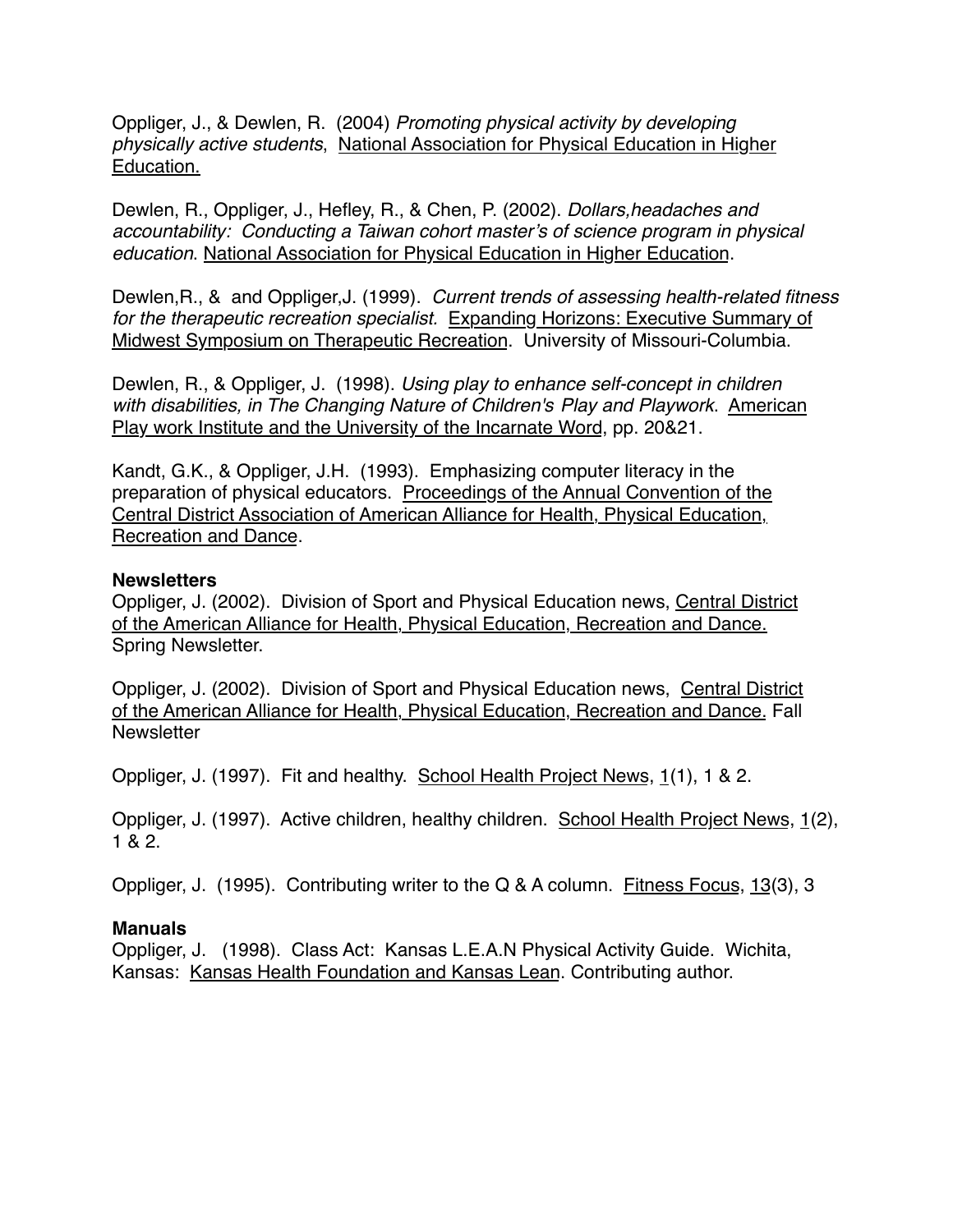Oppliger, J., & Dewlen, R.  (2004) *Promoting physical activity by developing physically active students*,  <u>National Association for Physical Education in Higher Education.</u>

Dewlen, R., Oppliger, J., Hefley, R., & Chen, P. (2002). *Dollars,headaches and accountability:  Conducting a Taiwan cohort master's of science program in physical education*. <u>National Association for Physical Education in Higher Education</u>.

Dewlen,R., &  and Oppliger,J. (1999).  *Current trends of assessing health-related fitness for the therapeutic recreation specialist.*  <u>Expanding Horizons: Executive Summary of Midwest Symposium on Therapeutic Recreation</u>.  University of Missouri-Columbia.

Dewlen, R., & Oppliger, J.  (1998). *Using play to enhance self-concept in children with disabilities, in The Changing Nature of Children's  Play and Playwork*.  <u>American Play work Institute and the University of the Incarnate Word</u>, pp. 20&21.

Kandt, G.K., & Oppliger, J.H.  (1993).  Emphasizing computer literacy in the preparation of physical educators.  <u>Proceedings of the Annual Convention of the Central District Association of American Alliance for Health, Physical Education, Recreation and Dance</u>.

**Newsletters**

Oppliger, J. (2002).  Division of Sport and Physical Education news, <u>Central District of the American Alliance for Health, Physical Education, Recreation and Dance.</u> Spring Newsletter.

Oppliger, J. (2002).  Division of Sport and Physical Education news,  <u>Central District of the American Alliance for Health, Physical Education, Recreation and Dance.</u> Fall Newsletter

Oppliger, J. (1997).  Fit and healthy.  <u>School Health Project News</u>, <u>1</u>(1), 1 & 2.

Oppliger, J. (1997).  Active children, healthy children.  <u>School Health Project News</u>, <u>1</u>(2), 1 & 2.

Oppliger, J.  (1995).  Contributing writer to the Q & A column.  <u>Fitness Focus</u>, <u>13</u>(3), 3

**Manuals**

Oppliger, J.   (1998).  Class Act:  Kansas L.E.A.N Physical Activity Guide.  Wichita, Kansas:  <u>Kansas Health Foundation and Kansas Lean</u>. Contributing author.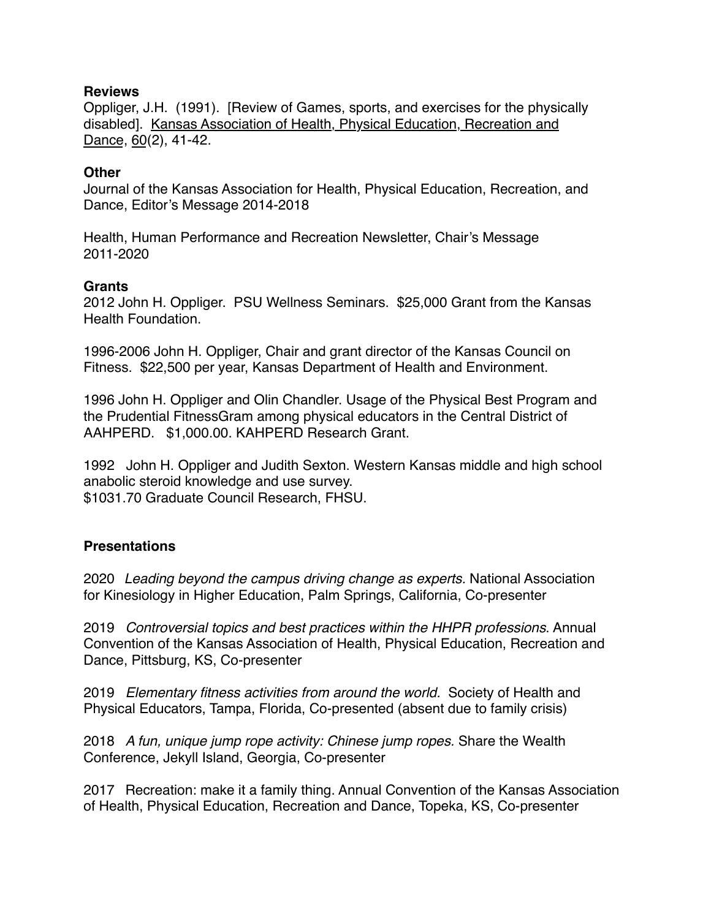**Reviews**

Oppliger, J.H. (1991). [Review of Games, sports, and exercises for the physically disabled]. Kansas Association of Health, Physical Education, Recreation and Dance, 60(2), 41-42.

**Other**

Journal of the Kansas Association for Health, Physical Education, Recreation, and Dance, Editor's Message 2014-2018

Health, Human Performance and Recreation Newsletter, Chair's Message 2011-2020

**Grants**

2012 John H. Oppliger. PSU Wellness Seminars. $25,000 Grant from the Kansas Health Foundation.

1996-2006 John H. Oppliger, Chair and grant director of the Kansas Council on Fitness. $22,500 per year, Kansas Department of Health and Environment.

1996 John H. Oppliger and Olin Chandler. Usage of the Physical Best Program and the Prudential FitnessGram among physical educators in the Central District of AAHPERD. $1,000.00. KAHPERD Research Grant.

1992 John H. Oppliger and Judith Sexton. Western Kansas middle and high school anabolic steroid knowledge and use survey.
$1031.70 Graduate Council Research, FHSU.

**Presentations**

2020 *Leading beyond the campus driving change as experts.* National Association for Kinesiology in Higher Education, Palm Springs, California, Co-presenter

2019 *Controversial topics and best practices within the HHPR professions*. Annual Convention of the Kansas Association of Health, Physical Education, Recreation and Dance, Pittsburg, KS, Co-presenter

2019 *Elementary fitness activities from around the world.* Society of Health and Physical Educators, Tampa, Florida, Co-presented (absent due to family crisis)

2018 *A fun, unique jump rope activity: Chinese jump ropes.* Share the Wealth Conference, Jekyll Island, Georgia, Co-presenter

2017 Recreation: make it a family thing. Annual Convention of the Kansas Association of Health, Physical Education, Recreation and Dance, Topeka, KS, Co-presenter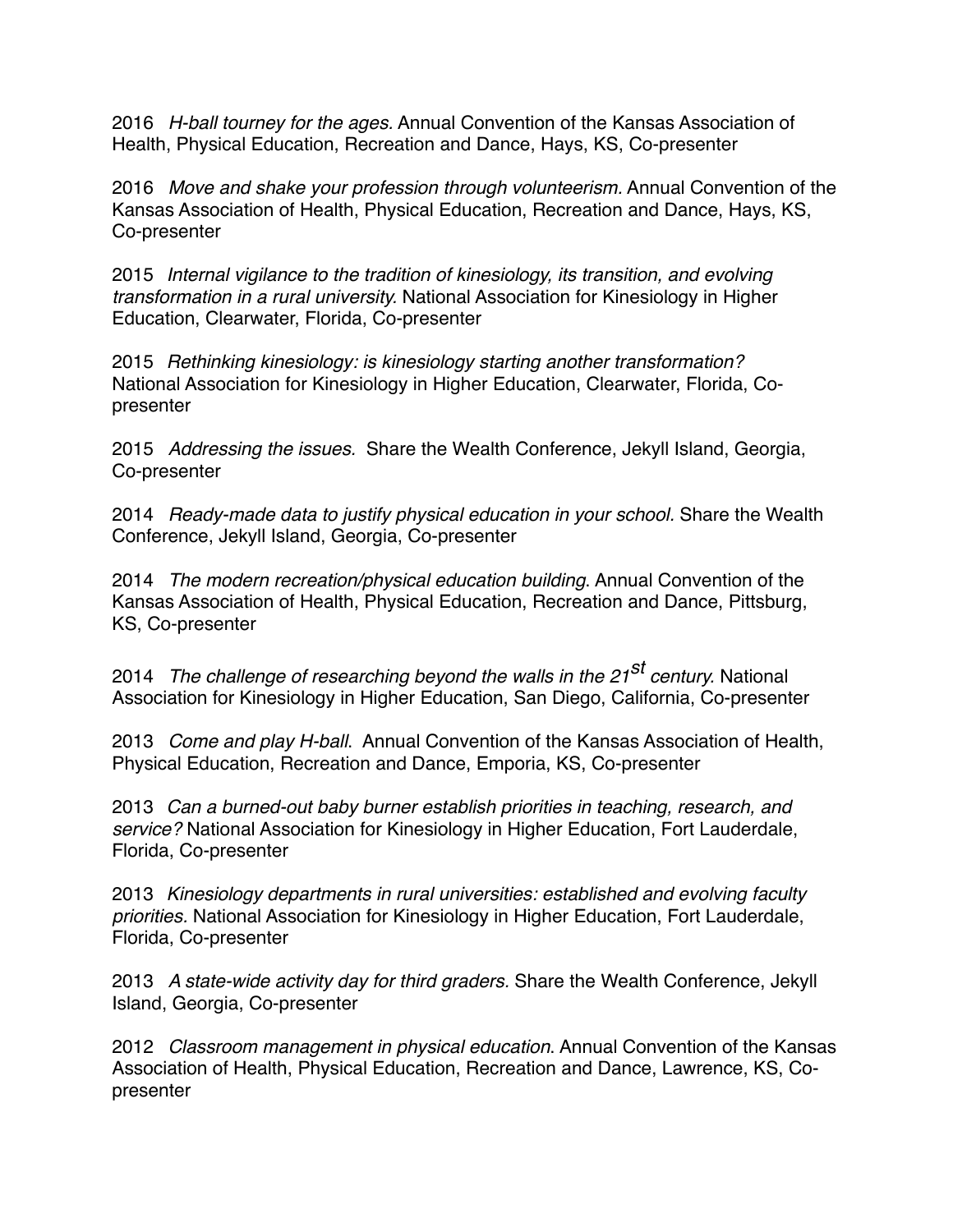2016 *H-ball tourney for the ages.* Annual Convention of the Kansas Association of Health, Physical Education, Recreation and Dance, Hays, KS, Co-presenter

2016 *Move and shake your profession through volunteerism.* Annual Convention of the Kansas Association of Health, Physical Education, Recreation and Dance, Hays, KS, Co-presenter

2015 *Internal vigilance to the tradition of kinesiology, its transition, and evolving transformation in a rural university.* National Association for Kinesiology in Higher Education, Clearwater, Florida, Co-presenter

2015 *Rethinking kinesiology: is kinesiology starting another transformation?* National Association for Kinesiology in Higher Education, Clearwater, Florida, Co-presenter

2015 *Addressing the issues.* Share the Wealth Conference, Jekyll Island, Georgia, Co-presenter

2014 *Ready-made data to justify physical education in your school.* Share the Wealth Conference, Jekyll Island, Georgia, Co-presenter

2014 *The modern recreation/physical education building.* Annual Convention of the Kansas Association of Health, Physical Education, Recreation and Dance, Pittsburg, KS, Co-presenter

2014 *The challenge of researching beyond the walls in the 21st century.* National Association for Kinesiology in Higher Education, San Diego, California, Co-presenter

2013 *Come and play H-ball.* Annual Convention of the Kansas Association of Health, Physical Education, Recreation and Dance, Emporia, KS, Co-presenter

2013 *Can a burned-out baby burner establish priorities in teaching, research, and service?* National Association for Kinesiology in Higher Education, Fort Lauderdale, Florida, Co-presenter

2013 *Kinesiology departments in rural universities: established and evolving faculty priorities.* National Association for Kinesiology in Higher Education, Fort Lauderdale, Florida, Co-presenter

2013 *A state-wide activity day for third graders.* Share the Wealth Conference, Jekyll Island, Georgia, Co-presenter

2012 *Classroom management in physical education.* Annual Convention of the Kansas Association of Health, Physical Education, Recreation and Dance, Lawrence, KS, Co-presenter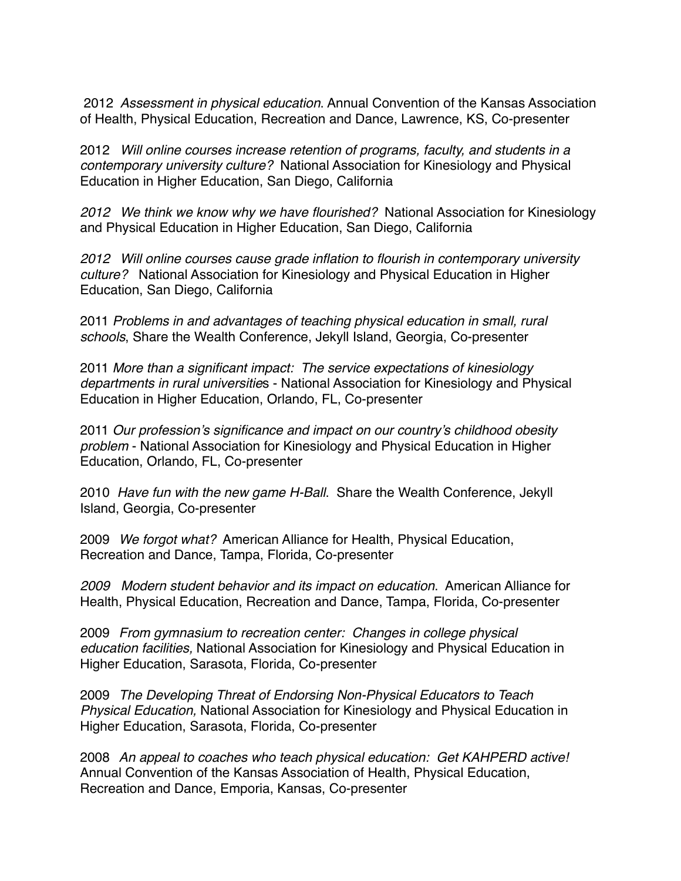2012 *Assessment in physical education*. Annual Convention of the Kansas Association of Health, Physical Education, Recreation and Dance, Lawrence, KS, Co-presenter

2012 *Will online courses increase retention of programs, faculty, and students in a contemporary university culture?* National Association for Kinesiology and Physical Education in Higher Education, San Diego, California

*2012 We think we know why we have flourished?* National Association for Kinesiology and Physical Education in Higher Education, San Diego, California

*2012 Will online courses cause grade inflation to flourish in contemporary university culture?* National Association for Kinesiology and Physical Education in Higher Education, San Diego, California

2011 *Problems in and advantages of teaching physical education in small, rural schools*, Share the Wealth Conference, Jekyll Island, Georgia, Co-presenter

2011 *More than a significant impact: The service expectations of kinesiology departments in rural universitie*s - National Association for Kinesiology and Physical Education in Higher Education, Orlando, FL, Co-presenter

2011 *Our profession's significance and impact on our country's childhood obesity problem* - National Association for Kinesiology and Physical Education in Higher Education, Orlando, FL, Co-presenter

2010 *Have fun with the new game H-Ball*. Share the Wealth Conference, Jekyll Island, Georgia, Co-presenter

2009 *We forgot what?* American Alliance for Health, Physical Education, Recreation and Dance, Tampa, Florida, Co-presenter

*2009 Modern student behavior and its impact on education*. American Alliance for Health, Physical Education, Recreation and Dance, Tampa, Florida, Co-presenter

2009 *From gymnasium to recreation center: Changes in college physical education facilities,* National Association for Kinesiology and Physical Education in Higher Education, Sarasota, Florida, Co-presenter

2009 *The Developing Threat of Endorsing Non-Physical Educators to Teach Physical Education,* National Association for Kinesiology and Physical Education in Higher Education, Sarasota, Florida, Co-presenter

2008 *An appeal to coaches who teach physical education: Get KAHPERD active!* Annual Convention of the Kansas Association of Health, Physical Education, Recreation and Dance, Emporia, Kansas, Co-presenter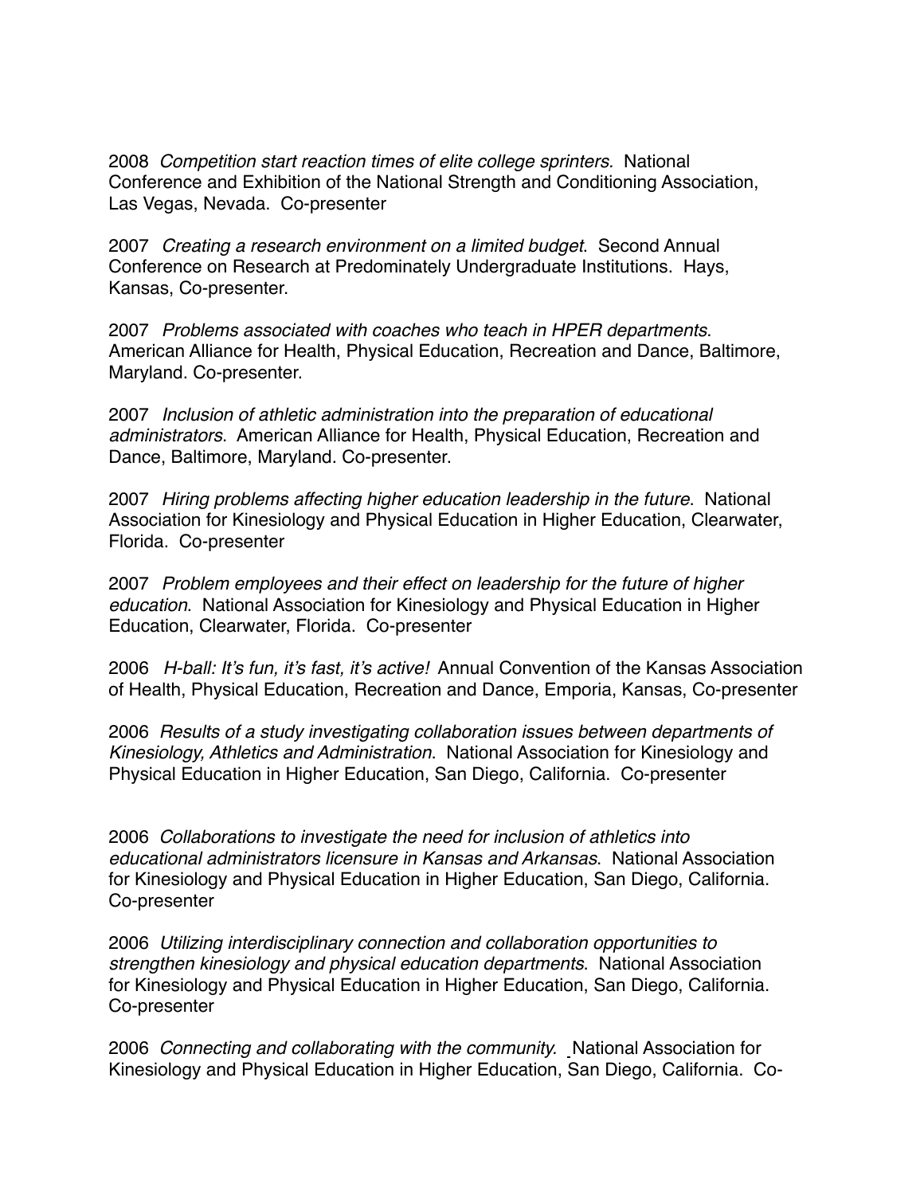2008 *Competition start reaction times of elite college sprinters*. National Conference and Exhibition of the National Strength and Conditioning Association, Las Vegas, Nevada. Co-presenter

2007 *Creating a research environment on a limited budget*. Second Annual Conference on Research at Predominately Undergraduate Institutions. Hays, Kansas, Co-presenter.

2007 *Problems associated with coaches who teach in HPER departments*. American Alliance for Health, Physical Education, Recreation and Dance, Baltimore, Maryland. Co-presenter.

2007 *Inclusion of athletic administration into the preparation of educational administrators*. American Alliance for Health, Physical Education, Recreation and Dance, Baltimore, Maryland. Co-presenter.

2007 *Hiring problems affecting higher education leadership in the future*. National Association for Kinesiology and Physical Education in Higher Education, Clearwater, Florida. Co-presenter

2007 *Problem employees and their effect on leadership for the future of higher education*. National Association for Kinesiology and Physical Education in Higher Education, Clearwater, Florida. Co-presenter

2006 *H-ball: It's fun, it's fast, it's active!* Annual Convention of the Kansas Association of Health, Physical Education, Recreation and Dance, Emporia, Kansas, Co-presenter

2006 *Results of a study investigating collaboration issues between departments of Kinesiology, Athletics and Administration*. National Association for Kinesiology and Physical Education in Higher Education, San Diego, California. Co-presenter

2006 *Collaborations to investigate the need for inclusion of athletics into educational administrators licensure in Kansas and Arkansas*. National Association for Kinesiology and Physical Education in Higher Education, San Diego, California. Co-presenter

2006 *Utilizing interdisciplinary connection and collaboration opportunities to strengthen kinesiology and physical education departments*. National Association for Kinesiology and Physical Education in Higher Education, San Diego, California. Co-presenter

2006 *Connecting and collaborating with the community.* National Association for Kinesiology and Physical Education in Higher Education, San Diego, California. Co-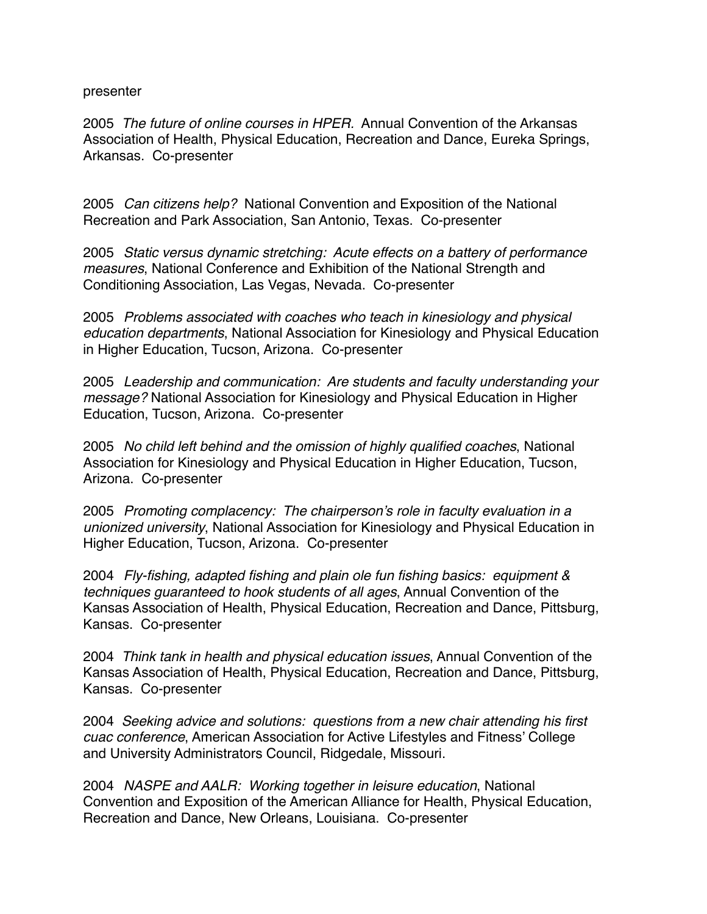presenter

2005 *The future of online courses in HPER.* Annual Convention of the Arkansas Association of Health, Physical Education, Recreation and Dance, Eureka Springs, Arkansas. Co-presenter

2005 *Can citizens help?* National Convention and Exposition of the National Recreation and Park Association, San Antonio, Texas. Co-presenter

2005 *Static versus dynamic stretching: Acute effects on a battery of performance measures*, National Conference and Exhibition of the National Strength and Conditioning Association, Las Vegas, Nevada. Co-presenter

2005 *Problems associated with coaches who teach in kinesiology and physical education departments*, National Association for Kinesiology and Physical Education in Higher Education, Tucson, Arizona. Co-presenter

2005 *Leadership and communication: Are students and faculty understanding your message?* National Association for Kinesiology and Physical Education in Higher Education, Tucson, Arizona. Co-presenter

2005 *No child left behind and the omission of highly qualified coaches*, National Association for Kinesiology and Physical Education in Higher Education, Tucson, Arizona. Co-presenter

2005 *Promoting complacency: The chairperson's role in faculty evaluation in a unionized university*, National Association for Kinesiology and Physical Education in Higher Education, Tucson, Arizona. Co-presenter

2004 *Fly-fishing, adapted fishing and plain ole fun fishing basics: equipment & techniques guaranteed to hook students of all ages*, Annual Convention of the Kansas Association of Health, Physical Education, Recreation and Dance, Pittsburg, Kansas. Co-presenter

2004 *Think tank in health and physical education issues*, Annual Convention of the Kansas Association of Health, Physical Education, Recreation and Dance, Pittsburg, Kansas. Co-presenter

2004 *Seeking advice and solutions: questions from a new chair attending his first cuac conference*, American Association for Active Lifestyles and Fitness' College and University Administrators Council, Ridgedale, Missouri.

2004 *NASPE and AALR: Working together in leisure education*, National Convention and Exposition of the American Alliance for Health, Physical Education, Recreation and Dance, New Orleans, Louisiana. Co-presenter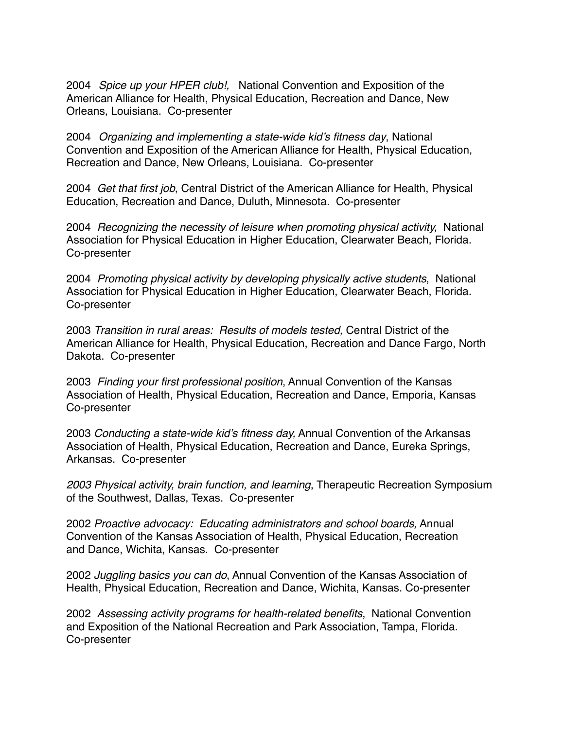2004 *Spice up your HPER club!,* National Convention and Exposition of the American Alliance for Health, Physical Education, Recreation and Dance, New Orleans, Louisiana. Co-presenter

2004 *Organizing and implementing a state-wide kid's fitness day*, National Convention and Exposition of the American Alliance for Health, Physical Education, Recreation and Dance, New Orleans, Louisiana. Co-presenter

2004 *Get that first job*, Central District of the American Alliance for Health, Physical Education, Recreation and Dance, Duluth, Minnesota. Co-presenter

2004 *Recognizing the necessity of leisure when promoting physical activity,* National Association for Physical Education in Higher Education, Clearwater Beach, Florida. Co-presenter

2004 *Promoting physical activity by developing physically active students*, National Association for Physical Education in Higher Education, Clearwater Beach, Florida. Co-presenter

2003 *Transition in rural areas: Results of models tested,* Central District of the American Alliance for Health, Physical Education, Recreation and Dance Fargo, North Dakota. Co-presenter

2003 *Finding your first professional position*, Annual Convention of the Kansas Association of Health, Physical Education, Recreation and Dance, Emporia, Kansas Co-presenter

2003 *Conducting a state-wide kid's fitness day,* Annual Convention of the Arkansas Association of Health, Physical Education, Recreation and Dance, Eureka Springs, Arkansas. Co-presenter

*2003 Physical activity, brain function, and learning*, Therapeutic Recreation Symposium of the Southwest, Dallas, Texas. Co-presenter

2002 *Proactive advocacy: Educating administrators and school boards,* Annual Convention of the Kansas Association of Health, Physical Education, Recreation and Dance, Wichita, Kansas. Co-presenter

2002 *Juggling basics you can do*, Annual Convention of the Kansas Association of Health, Physical Education, Recreation and Dance, Wichita, Kansas. Co-presenter

2002 *Assessing activity programs for health-related benefits*, National Convention and Exposition of the National Recreation and Park Association, Tampa, Florida. Co-presenter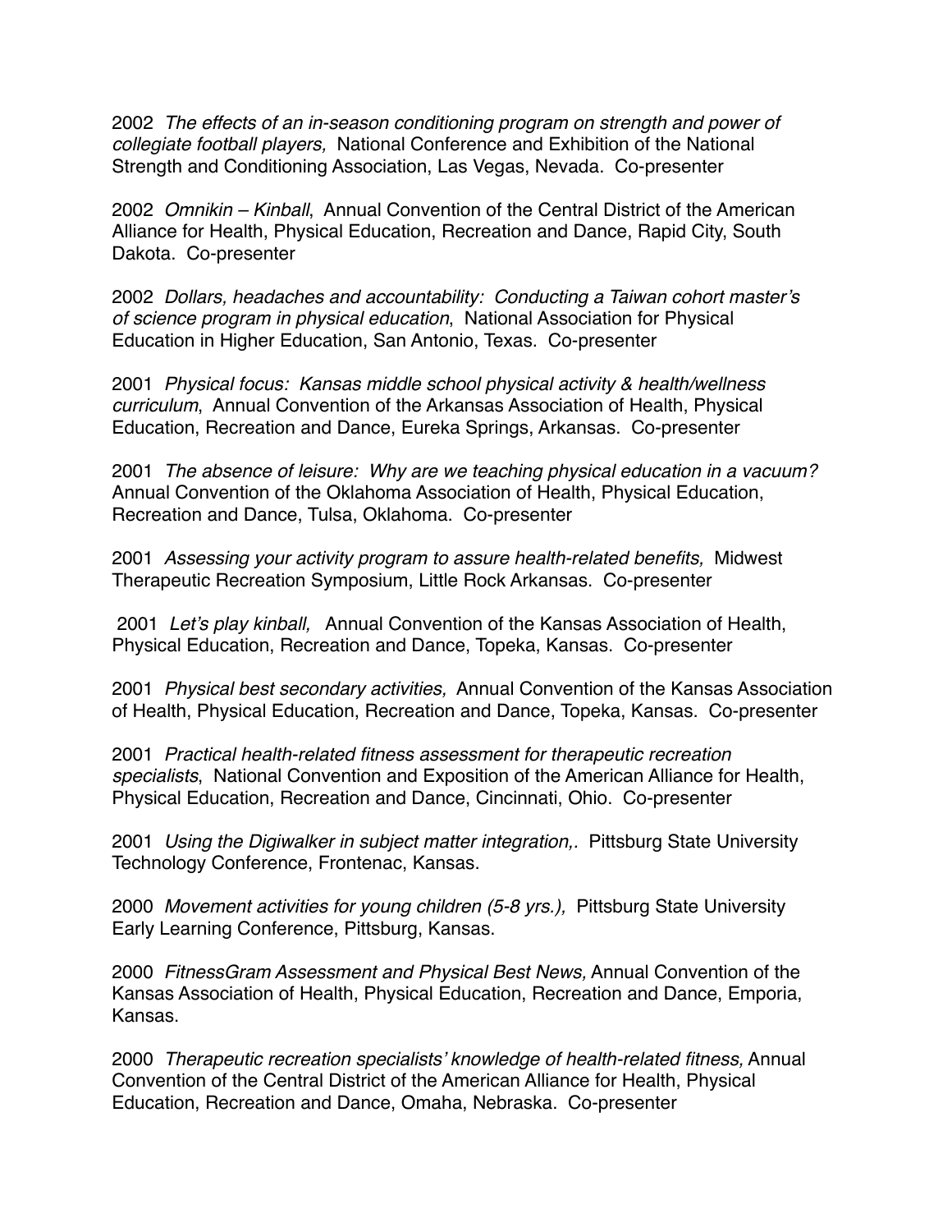2002 *The effects of an in-season conditioning program on strength and power of collegiate football players,* National Conference and Exhibition of the National Strength and Conditioning Association, Las Vegas, Nevada. Co-presenter

2002 *Omnikin – Kinball*, Annual Convention of the Central District of the American Alliance for Health, Physical Education, Recreation and Dance, Rapid City, South Dakota. Co-presenter

2002 *Dollars, headaches and accountability: Conducting a Taiwan cohort master's of science program in physical education*, National Association for Physical Education in Higher Education, San Antonio, Texas. Co-presenter

2001 *Physical focus: Kansas middle school physical activity & health/wellness curriculum*, Annual Convention of the Arkansas Association of Health, Physical Education, Recreation and Dance, Eureka Springs, Arkansas. Co-presenter

2001 *The absence of leisure: Why are we teaching physical education in a vacuum?* Annual Convention of the Oklahoma Association of Health, Physical Education, Recreation and Dance, Tulsa, Oklahoma. Co-presenter

2001 *Assessing your activity program to assure health-related benefits,* Midwest Therapeutic Recreation Symposium, Little Rock Arkansas. Co-presenter

2001 *Let's play kinball,* Annual Convention of the Kansas Association of Health, Physical Education, Recreation and Dance, Topeka, Kansas. Co-presenter

2001 *Physical best secondary activities,* Annual Convention of the Kansas Association of Health, Physical Education, Recreation and Dance, Topeka, Kansas. Co-presenter

2001 *Practical health-related fitness assessment for therapeutic recreation specialists*, National Convention and Exposition of the American Alliance for Health, Physical Education, Recreation and Dance, Cincinnati, Ohio. Co-presenter

2001 *Using the Digiwalker in subject matter integration,.* Pittsburg State University Technology Conference, Frontenac, Kansas.

2000 *Movement activities for young children (5-8 yrs.),* Pittsburg State University Early Learning Conference, Pittsburg, Kansas.

2000 *FitnessGram Assessment and Physical Best News,* Annual Convention of the Kansas Association of Health, Physical Education, Recreation and Dance, Emporia, Kansas.

2000 *Therapeutic recreation specialists' knowledge of health-related fitness,* Annual Convention of the Central District of the American Alliance for Health, Physical Education, Recreation and Dance, Omaha, Nebraska. Co-presenter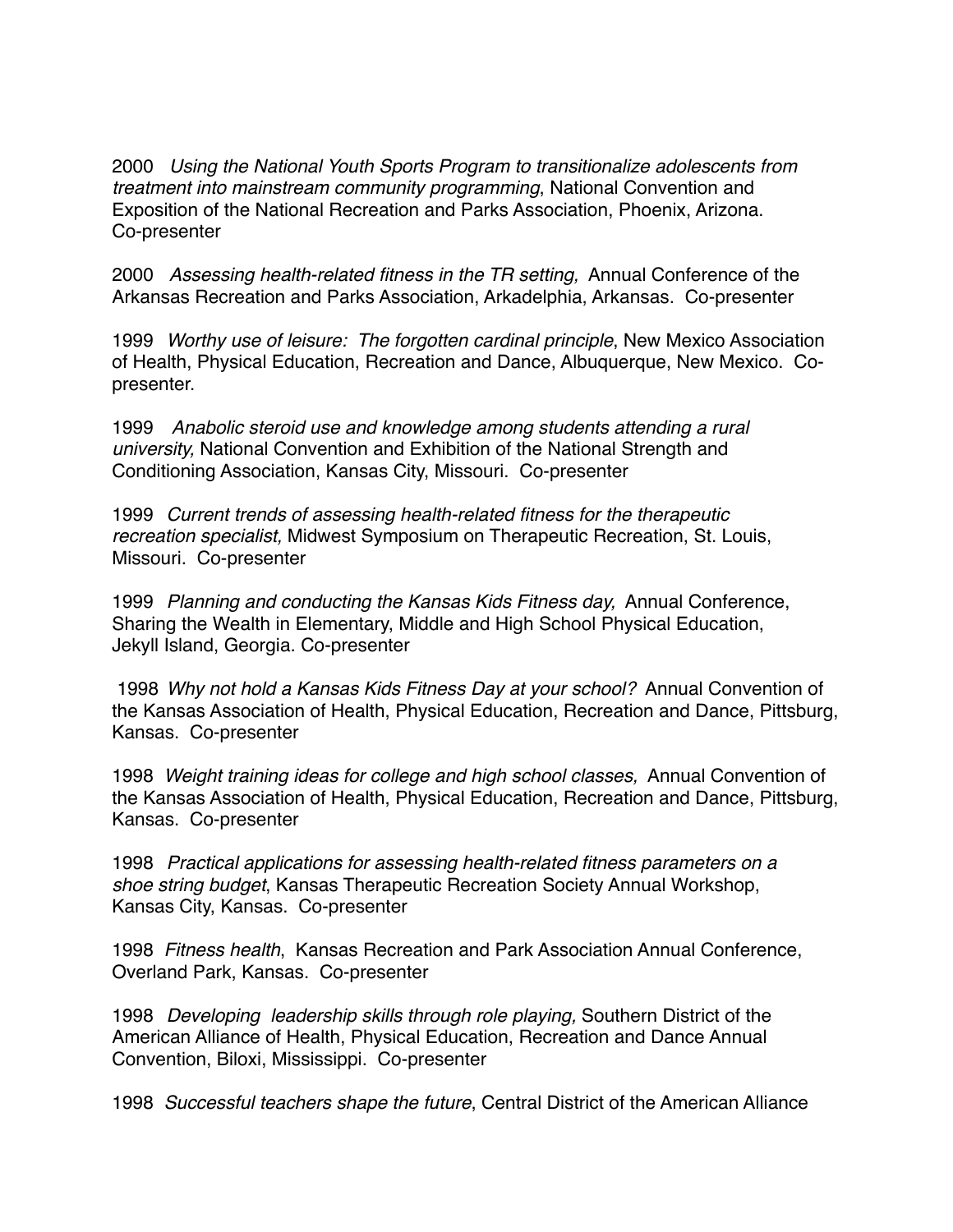2000 *Using the National Youth Sports Program to transitionalize adolescents from treatment into mainstream community programming*, National Convention and Exposition of the National Recreation and Parks Association, Phoenix, Arizona. Co-presenter

2000 *Assessing health-related fitness in the TR setting,* Annual Conference of the Arkansas Recreation and Parks Association, Arkadelphia, Arkansas. Co-presenter

1999 *Worthy use of leisure: The forgotten cardinal principle*, New Mexico Association of Health, Physical Education, Recreation and Dance, Albuquerque, New Mexico. Co-presenter.

1999 *Anabolic steroid use and knowledge among students attending a rural university,* National Convention and Exhibition of the National Strength and Conditioning Association, Kansas City, Missouri. Co-presenter

1999 *Current trends of assessing health-related fitness for the therapeutic recreation specialist,* Midwest Symposium on Therapeutic Recreation, St. Louis, Missouri. Co-presenter

1999 *Planning and conducting the Kansas Kids Fitness day,* Annual Conference, Sharing the Wealth in Elementary, Middle and High School Physical Education, Jekyll Island, Georgia. Co-presenter

1998 *Why not hold a Kansas Kids Fitness Day at your school?* Annual Convention of the Kansas Association of Health, Physical Education, Recreation and Dance, Pittsburg, Kansas. Co-presenter

1998 *Weight training ideas for college and high school classes,* Annual Convention of the Kansas Association of Health, Physical Education, Recreation and Dance, Pittsburg, Kansas. Co-presenter

1998 *Practical applications for assessing health-related fitness parameters on a shoe string budget*, Kansas Therapeutic Recreation Society Annual Workshop, Kansas City, Kansas. Co-presenter

1998 *Fitness health*, Kansas Recreation and Park Association Annual Conference, Overland Park, Kansas. Co-presenter

1998 *Developing leadership skills through role playing,* Southern District of the American Alliance of Health, Physical Education, Recreation and Dance Annual Convention, Biloxi, Mississippi. Co-presenter

1998 *Successful teachers shape the future*, Central District of the American Alliance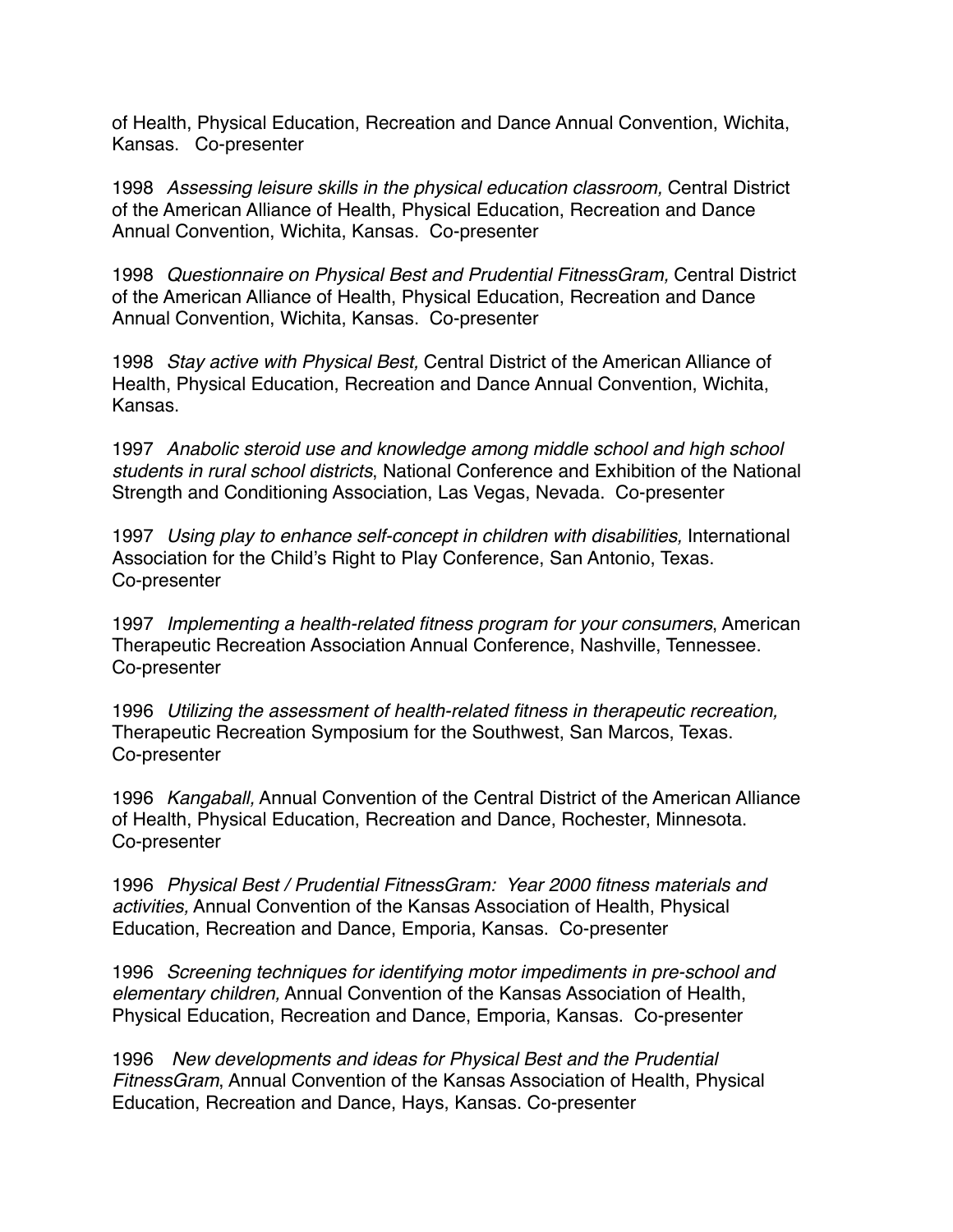of Health, Physical Education, Recreation and Dance Annual Convention, Wichita, Kansas. Co-presenter

1998 *Assessing leisure skills in the physical education classroom,* Central District of the American Alliance of Health, Physical Education, Recreation and Dance Annual Convention, Wichita, Kansas. Co-presenter

1998 *Questionnaire on Physical Best and Prudential FitnessGram,* Central District of the American Alliance of Health, Physical Education, Recreation and Dance Annual Convention, Wichita, Kansas. Co-presenter

1998 *Stay active with Physical Best,* Central District of the American Alliance of Health, Physical Education, Recreation and Dance Annual Convention, Wichita, Kansas.

1997 *Anabolic steroid use and knowledge among middle school and high school students in rural school districts*, National Conference and Exhibition of the National Strength and Conditioning Association, Las Vegas, Nevada. Co-presenter

1997 *Using play to enhance self-concept in children with disabilities,* International Association for the Child's Right to Play Conference, San Antonio, Texas. Co-presenter

1997 *Implementing a health-related fitness program for your consumers*, American Therapeutic Recreation Association Annual Conference, Nashville, Tennessee. Co-presenter

1996 *Utilizing the assessment of health-related fitness in therapeutic recreation,* Therapeutic Recreation Symposium for the Southwest, San Marcos, Texas. Co-presenter

1996 *Kangaball,* Annual Convention of the Central District of the American Alliance of Health, Physical Education, Recreation and Dance, Rochester, Minnesota. Co-presenter

1996 *Physical Best / Prudential FitnessGram: Year 2000 fitness materials and activities,* Annual Convention of the Kansas Association of Health, Physical Education, Recreation and Dance, Emporia, Kansas. Co-presenter

1996 *Screening techniques for identifying motor impediments in pre-school and elementary children,* Annual Convention of the Kansas Association of Health, Physical Education, Recreation and Dance, Emporia, Kansas. Co-presenter

1996 *New developments and ideas for Physical Best and the Prudential FitnessGram*, Annual Convention of the Kansas Association of Health, Physical Education, Recreation and Dance, Hays, Kansas. Co-presenter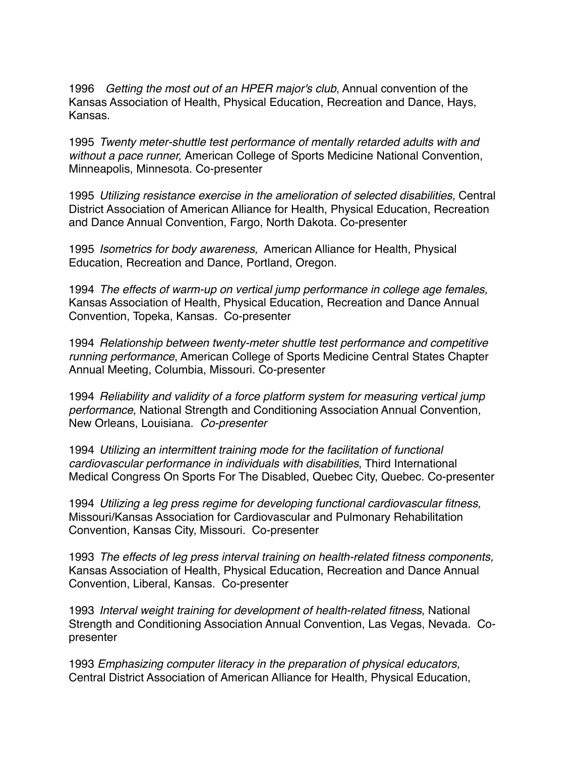1996 *Getting the most out of an HPER major's club*, Annual convention of the Kansas Association of Health, Physical Education, Recreation and Dance, Hays, Kansas.

1995 *Twenty meter-shuttle test performance of mentally retarded adults with and without a pace runner,* American College of Sports Medicine National Convention, Minneapolis, Minnesota. Co-presenter

1995 *Utilizing resistance exercise in the amelioration of selected disabilities,* Central District Association of American Alliance for Health, Physical Education, Recreation and Dance Annual Convention, Fargo, North Dakota. Co-presenter

1995 *Isometrics for body awareness,* American Alliance for Health, Physical Education, Recreation and Dance, Portland, Oregon.

1994 *The effects of warm-up on vertical jump performance in college age females,* Kansas Association of Health, Physical Education, Recreation and Dance Annual Convention, Topeka, Kansas. Co-presenter

1994 *Relationship between twenty-meter shuttle test performance and competitive running performance*, American College of Sports Medicine Central States Chapter Annual Meeting, Columbia, Missouri. Co-presenter

1994 *Reliability and validity of a force platform system for measuring vertical jump performance*, National Strength and Conditioning Association Annual Convention, New Orleans, Louisiana. *Co-presenter*

1994 *Utilizing an intermittent training mode for the facilitation of functional cardiovascular performance in individuals with disabilities*, Third International Medical Congress On Sports For The Disabled, Quebec City, Quebec. Co-presenter

1994 *Utilizing a leg press regime for developing functional cardiovascular fitness,* Missouri/Kansas Association for Cardiovascular and Pulmonary Rehabilitation Convention, Kansas City, Missouri. Co-presenter

1993 *The effects of leg press interval training on health-related fitness components,* Kansas Association of Health, Physical Education, Recreation and Dance Annual Convention, Liberal, Kansas. Co-presenter

1993 *Interval weight training for development of health-related fitness,* National Strength and Conditioning Association Annual Convention, Las Vegas, Nevada. Co-presenter

1993 *Emphasizing computer literacy in the preparation of physical educators,* Central District Association of American Alliance for Health, Physical Education,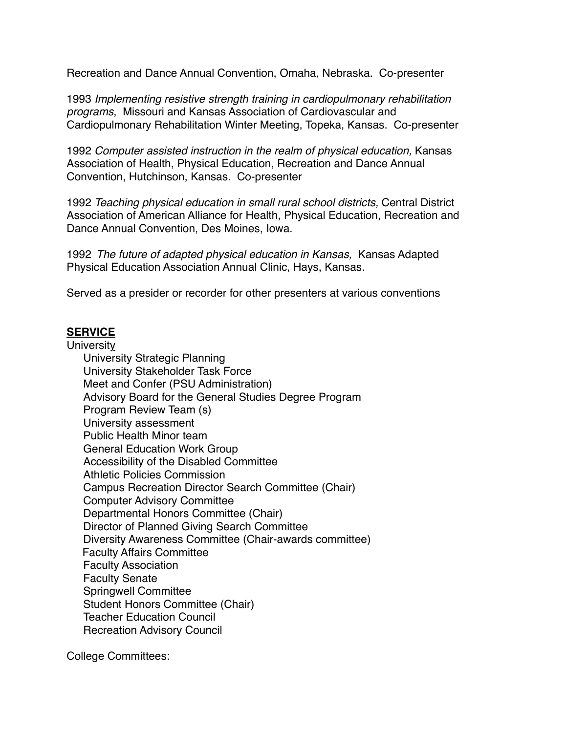Recreation and Dance Annual Convention, Omaha, Nebraska. Co-presenter

1993 *Implementing resistive strength training in cardiopulmonary rehabilitation programs*, Missouri and Kansas Association of Cardiovascular and Cardiopulmonary Rehabilitation Winter Meeting, Topeka, Kansas. Co-presenter

1992 *Computer assisted instruction in the realm of physical education,* Kansas Association of Health, Physical Education, Recreation and Dance Annual Convention, Hutchinson, Kansas. Co-presenter

1992 *Teaching physical education in small rural school districts,* Central District Association of American Alliance for Health, Physical Education, Recreation and Dance Annual Convention, Des Moines, Iowa.

1992 *The future of adapted physical education in Kansas,* Kansas Adapted Physical Education Association Annual Clinic, Hays, Kansas.

Served as a presider or recorder for other presenters at various conventions

## SERVICE

University

- University Strategic Planning
- University Stakeholder Task Force
- Meet and Confer (PSU Administration)
- Advisory Board for the General Studies Degree Program
- Program Review Team (s)
- University assessment
- Public Health Minor team
- General Education Work Group
- Accessibility of the Disabled Committee
- Athletic Policies Commission
- Campus Recreation Director Search Committee (Chair)
- Computer Advisory Committee
- Departmental Honors Committee (Chair)
- Director of Planned Giving Search Committee
- Diversity Awareness Committee (Chair-awards committee)
- Faculty Affairs Committee
- Faculty Association
- Faculty Senate
- Springwell Committee
- Student Honors Committee (Chair)
- Teacher Education Council
- Recreation Advisory Council

College Committees: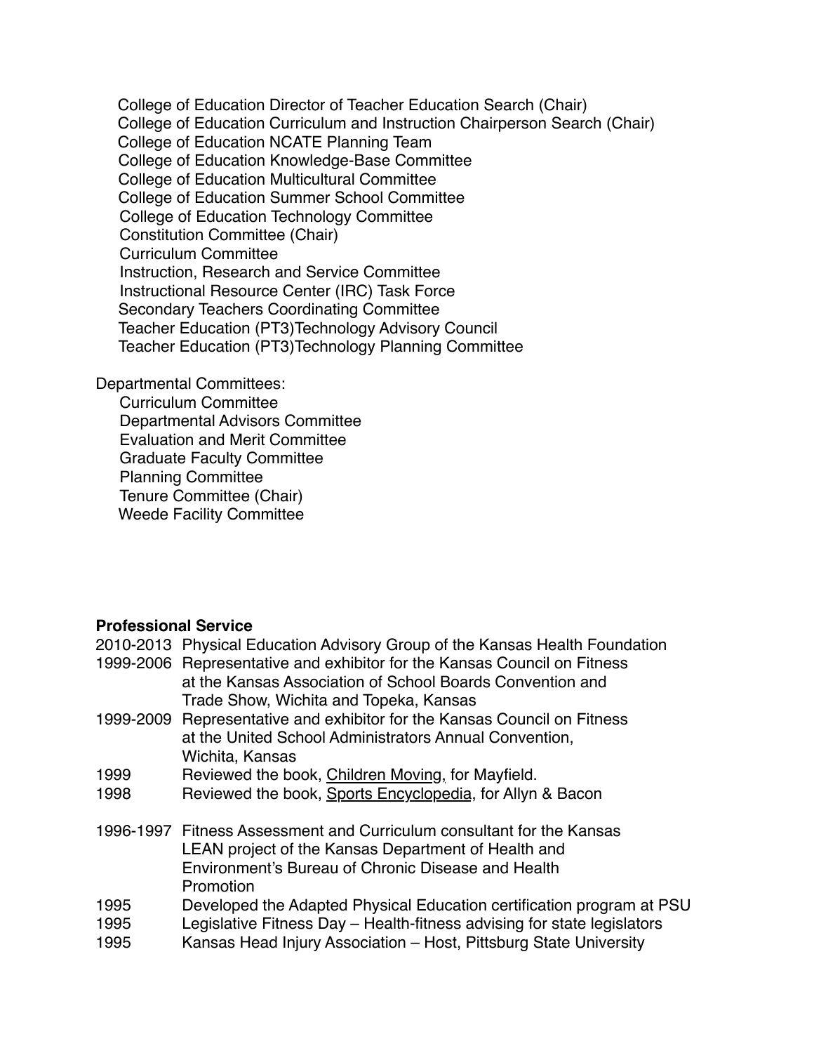College of Education Director of Teacher Education Search (Chair)
College of Education Curriculum and Instruction Chairperson Search (Chair)
College of Education NCATE Planning Team
College of Education Knowledge-Base Committee
College of Education Multicultural Committee
College of Education Summer School Committee
College of Education Technology Committee
Constitution Committee (Chair)
Curriculum Committee
Instruction, Research and Service Committee
Instructional Resource Center (IRC) Task Force
Secondary Teachers Coordinating Committee
Teacher Education (PT3)Technology Advisory Council
Teacher Education (PT3)Technology Planning Committee

Departmental Committees:

Curriculum Committee
Departmental Advisors Committee
Evaluation and Merit Committee
Graduate Faculty Committee
Planning Committee
Tenure Committee (Chair)
Weede Facility Committee

**Professional Service**

2010-2013 Physical Education Advisory Group of the Kansas Health Foundation

1999-2006 Representative and exhibitor for the Kansas Council on Fitness at the Kansas Association of School Boards Convention and Trade Show, Wichita and Topeka, Kansas

1999-2009 Representative and exhibitor for the Kansas Council on Fitness at the United School Administrators Annual Convention, Wichita, Kansas

1999 Reviewed the book, Children Moving, for Mayfield.

1998 Reviewed the book, Sports Encyclopedia, for Allyn & Bacon

1996-1997 Fitness Assessment and Curriculum consultant for the Kansas LEAN project of the Kansas Department of Health and Environment's Bureau of Chronic Disease and Health Promotion

1995 Developed the Adapted Physical Education certification program at PSU

1995 Legislative Fitness Day – Health-fitness advising for state legislators

1995 Kansas Head Injury Association – Host, Pittsburg State University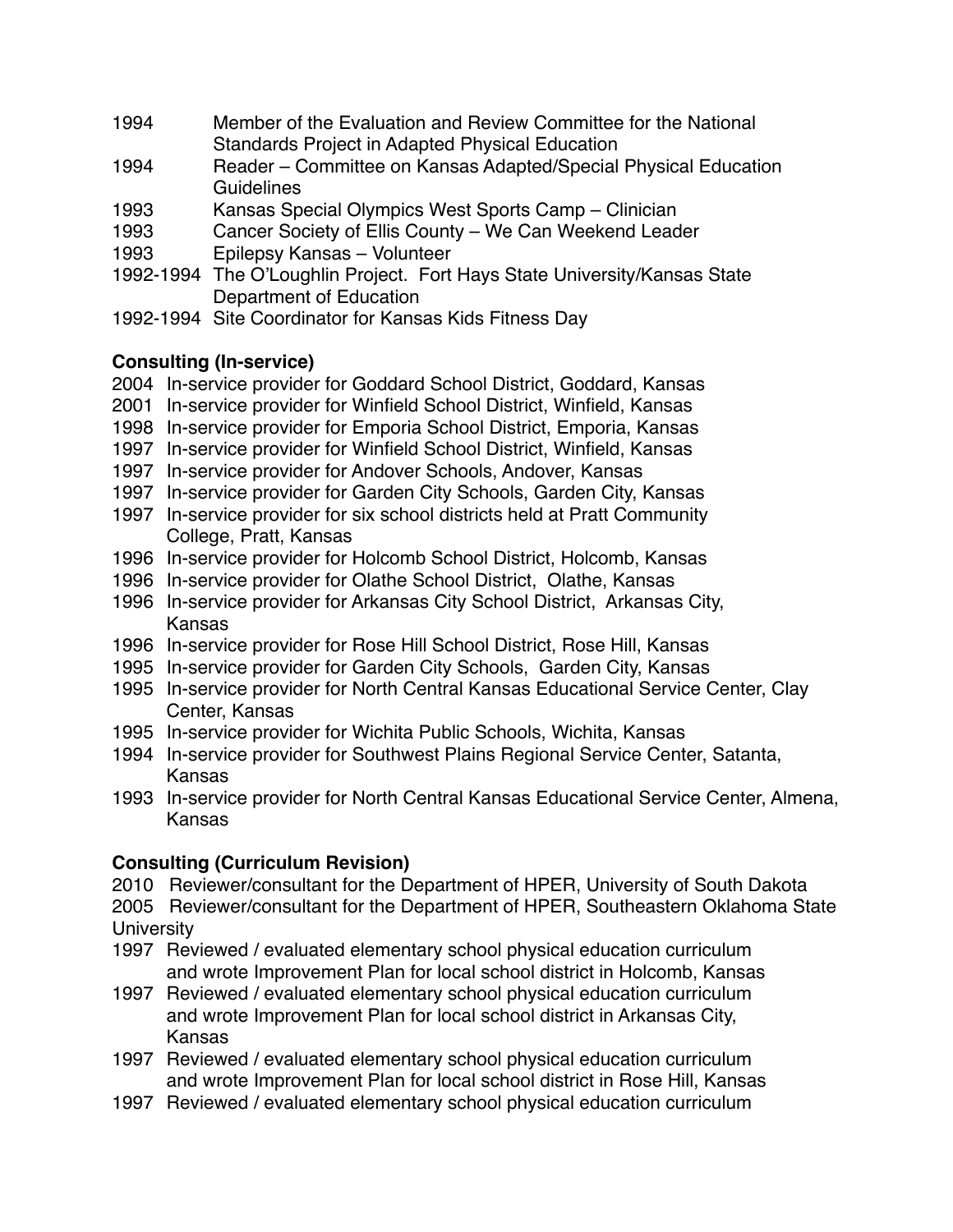1994 Member of the Evaluation and Review Committee for the National Standards Project in Adapted Physical Education

1994 Reader – Committee on Kansas Adapted/Special Physical Education Guidelines

1993 Kansas Special Olympics West Sports Camp – Clinician

1993 Cancer Society of Ellis County – We Can Weekend Leader

1993 Epilepsy Kansas – Volunteer

1992-1994 The O'Loughlin Project. Fort Hays State University/Kansas State Department of Education

1992-1994 Site Coordinator for Kansas Kids Fitness Day

**Consulting (In-service)**

2004 In-service provider for Goddard School District, Goddard, Kansas

2001 In-service provider for Winfield School District, Winfield, Kansas

1998 In-service provider for Emporia School District, Emporia, Kansas

1997 In-service provider for Winfield School District, Winfield, Kansas

1997 In-service provider for Andover Schools, Andover, Kansas

1997 In-service provider for Garden City Schools, Garden City, Kansas

1997 In-service provider for six school districts held at Pratt Community College, Pratt, Kansas

1996 In-service provider for Holcomb School District, Holcomb, Kansas

1996 In-service provider for Olathe School District, Olathe, Kansas

1996 In-service provider for Arkansas City School District, Arkansas City, Kansas

1996 In-service provider for Rose Hill School District, Rose Hill, Kansas

1995 In-service provider for Garden City Schools, Garden City, Kansas

1995 In-service provider for North Central Kansas Educational Service Center, Clay Center, Kansas

1995 In-service provider for Wichita Public Schools, Wichita, Kansas

1994 In-service provider for Southwest Plains Regional Service Center, Satanta, Kansas

1993 In-service provider for North Central Kansas Educational Service Center, Almena, Kansas

**Consulting (Curriculum Revision)**

2010 Reviewer/consultant for the Department of HPER, University of South Dakota

2005 Reviewer/consultant for the Department of HPER, Southeastern Oklahoma State University

1997 Reviewed / evaluated elementary school physical education curriculum and wrote Improvement Plan for local school district in Holcomb, Kansas

1997 Reviewed / evaluated elementary school physical education curriculum and wrote Improvement Plan for local school district in Arkansas City, Kansas

1997 Reviewed / evaluated elementary school physical education curriculum and wrote Improvement Plan for local school district in Rose Hill, Kansas

1997 Reviewed / evaluated elementary school physical education curriculum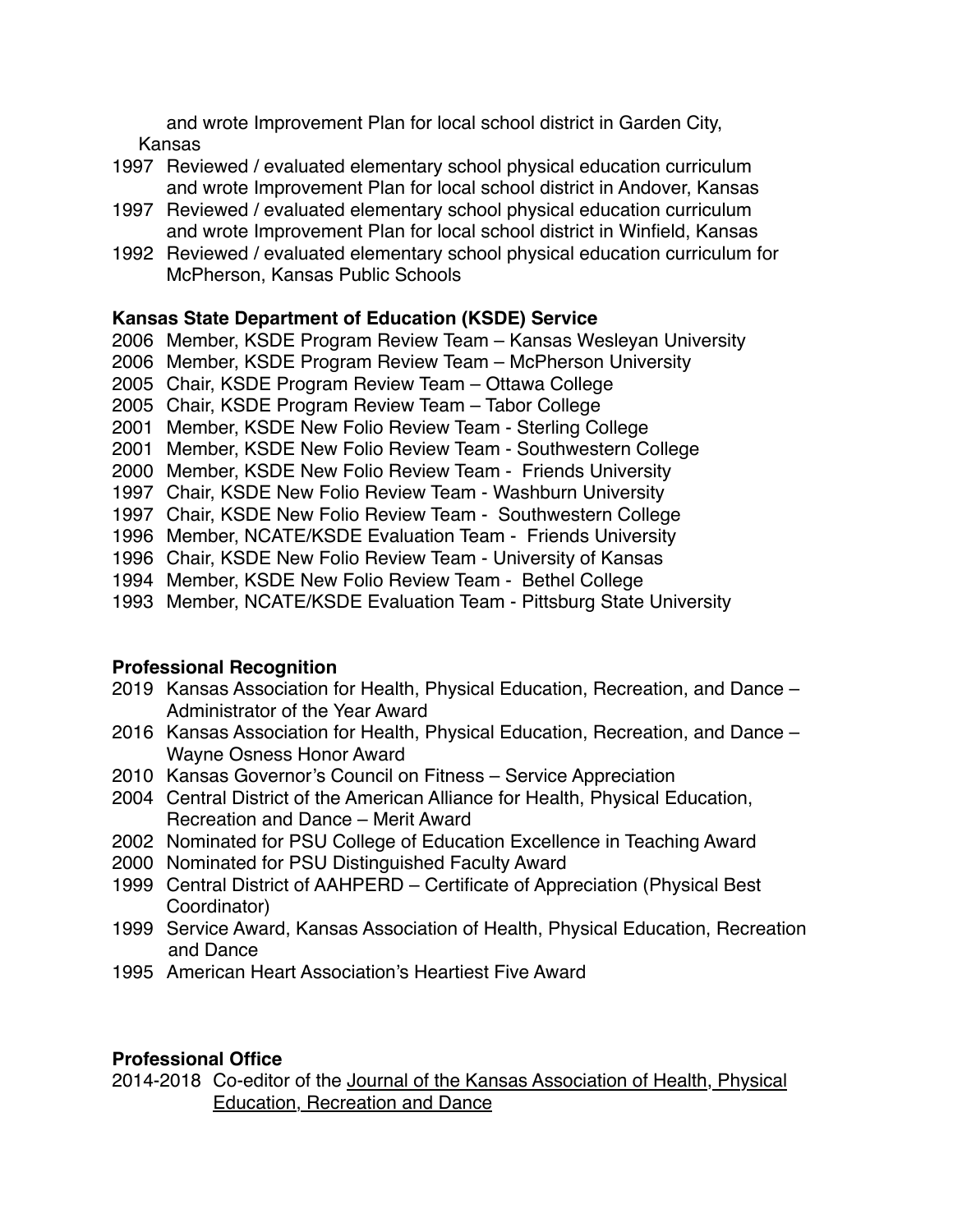and wrote Improvement Plan for local school district in Garden City, Kansas

- 1997 Reviewed / evaluated elementary school physical education curriculum and wrote Improvement Plan for local school district in Andover, Kansas
- 1997 Reviewed / evaluated elementary school physical education curriculum and wrote Improvement Plan for local school district in Winfield, Kansas
- 1992 Reviewed / evaluated elementary school physical education curriculum for McPherson, Kansas Public Schools

**Kansas State Department of Education (KSDE) Service**

- 2006 Member, KSDE Program Review Team – Kansas Wesleyan University
- 2006 Member, KSDE Program Review Team – McPherson University
- 2005 Chair, KSDE Program Review Team – Ottawa College
- 2005 Chair, KSDE Program Review Team – Tabor College
- 2001 Member, KSDE New Folio Review Team - Sterling College
- 2001 Member, KSDE New Folio Review Team - Southwestern College
- 2000 Member, KSDE New Folio Review Team - Friends University
- 1997 Chair, KSDE New Folio Review Team - Washburn University
- 1997 Chair, KSDE New Folio Review Team - Southwestern College
- 1996 Member, NCATE/KSDE Evaluation Team - Friends University
- 1996 Chair, KSDE New Folio Review Team - University of Kansas
- 1994 Member, KSDE New Folio Review Team - Bethel College
- 1993 Member, NCATE/KSDE Evaluation Team - Pittsburg State University

**Professional Recognition**

- 2019 Kansas Association for Health, Physical Education, Recreation, and Dance – Administrator of the Year Award
- 2016 Kansas Association for Health, Physical Education, Recreation, and Dance – Wayne Osness Honor Award
- 2010 Kansas Governor's Council on Fitness – Service Appreciation
- 2004 Central District of the American Alliance for Health, Physical Education, Recreation and Dance – Merit Award
- 2002 Nominated for PSU College of Education Excellence in Teaching Award
- 2000 Nominated for PSU Distinguished Faculty Award
- 1999 Central District of AAHPERD – Certificate of Appreciation (Physical Best Coordinator)
- 1999 Service Award, Kansas Association of Health, Physical Education, Recreation and Dance
- 1995 American Heart Association's Heartiest Five Award

**Professional Office**

- 2014-2018 Co-editor of the Journal of the Kansas Association of Health, Physical Education, Recreation and Dance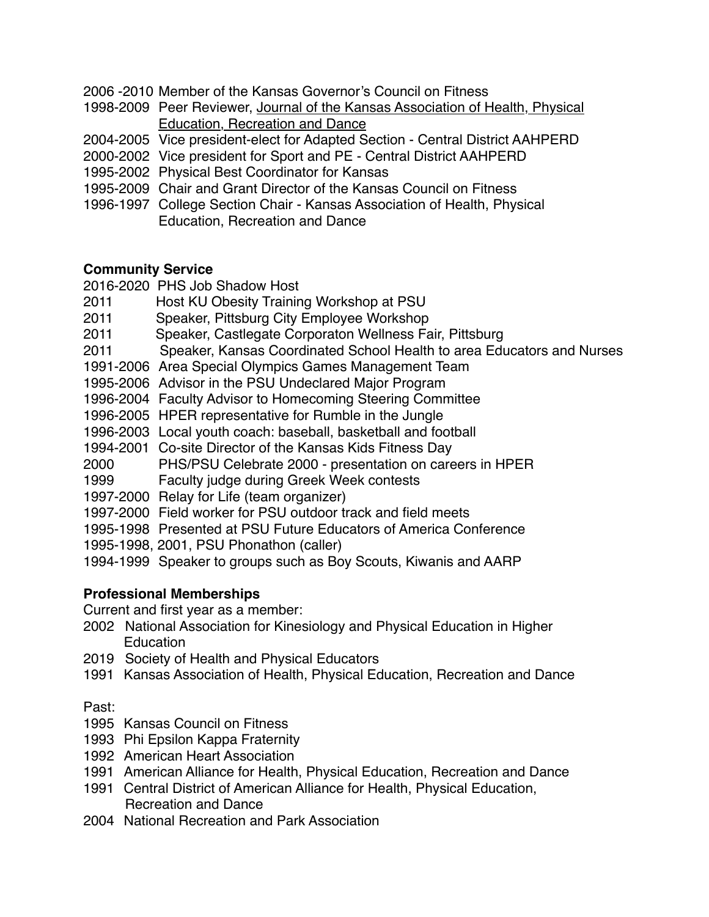2006 -2010 Member of the Kansas Governor's Council on Fitness
1998-2009 Peer Reviewer, Journal of the Kansas Association of Health, Physical Education, Recreation and Dance
2004-2005 Vice president-elect for Adapted Section - Central District AAHPERD
2000-2002 Vice president for Sport and PE - Central District AAHPERD
1995-2002 Physical Best Coordinator for Kansas
1995-2009 Chair and Grant Director of the Kansas Council on Fitness
1996-1997 College Section Chair - Kansas Association of Health, Physical Education, Recreation and Dance

**Community Service**

2016-2020 PHS Job Shadow Host
2011 Host KU Obesity Training Workshop at PSU
2011 Speaker, Pittsburg City Employee Workshop
2011 Speaker, Castlegate Corporaton Wellness Fair, Pittsburg
2011 Speaker, Kansas Coordinated School Health to area Educators and Nurses
1991-2006 Area Special Olympics Games Management Team
1995-2006 Advisor in the PSU Undeclared Major Program
1996-2004 Faculty Advisor to Homecoming Steering Committee
1996-2005 HPER representative for Rumble in the Jungle
1996-2003 Local youth coach: baseball, basketball and football
1994-2001 Co-site Director of the Kansas Kids Fitness Day
2000 PHS/PSU Celebrate 2000 - presentation on careers in HPER
1999 Faculty judge during Greek Week contests
1997-2000 Relay for Life (team organizer)
1997-2000 Field worker for PSU outdoor track and field meets
1995-1998 Presented at PSU Future Educators of America Conference
1995-1998, 2001, PSU Phonathon (caller)
1994-1999 Speaker to groups such as Boy Scouts, Kiwanis and AARP

**Professional Memberships**

Current and first year as a member:

2002 National Association for Kinesiology and Physical Education in Higher Education
2019 Society of Health and Physical Educators
1991 Kansas Association of Health, Physical Education, Recreation and Dance

Past:

1995 Kansas Council on Fitness
1993 Phi Epsilon Kappa Fraternity
1992 American Heart Association
1991 American Alliance for Health, Physical Education, Recreation and Dance
1991 Central District of American Alliance for Health, Physical Education, Recreation and Dance
2004 National Recreation and Park Association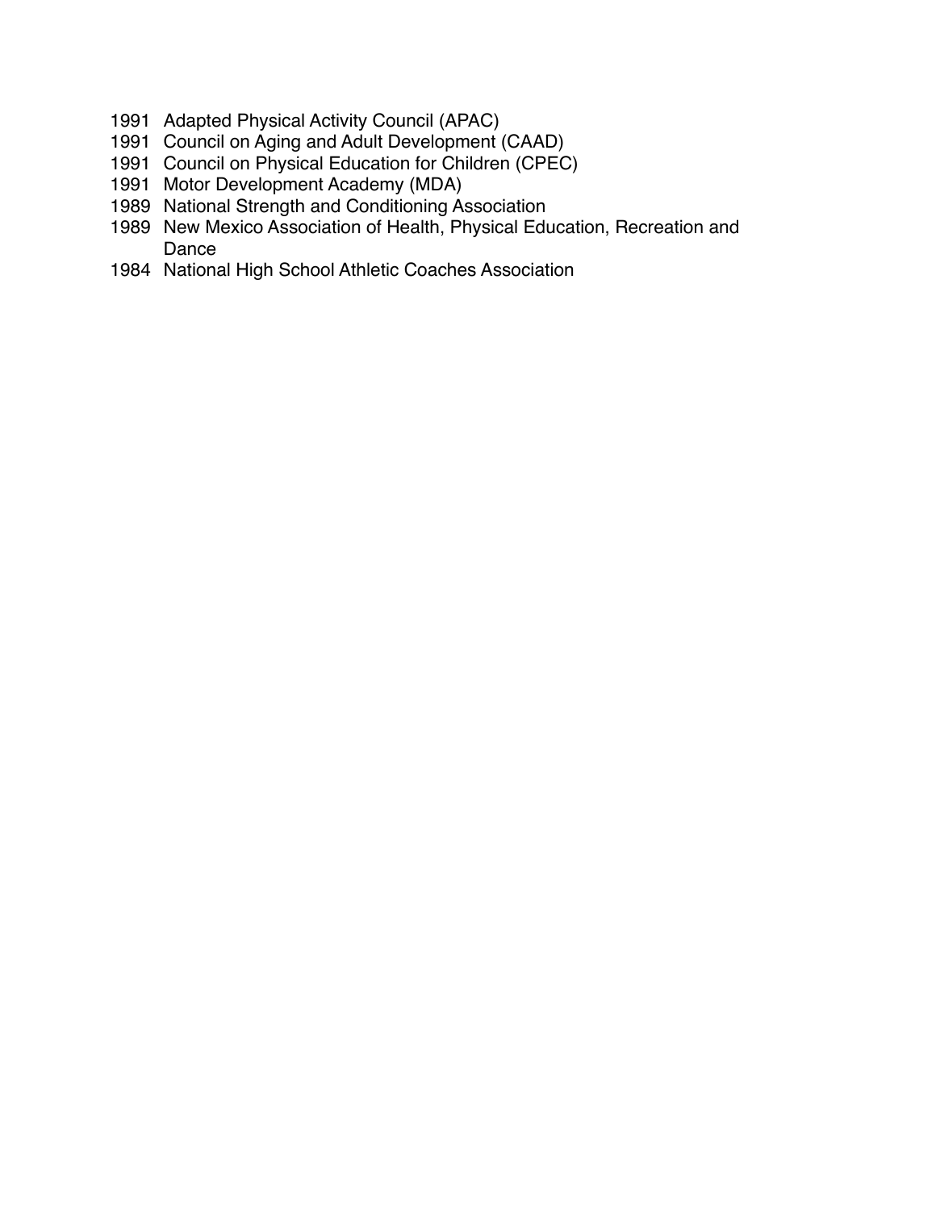1991 Adapted Physical Activity Council (APAC)
1991 Council on Aging and Adult Development (CAAD)
1991 Council on Physical Education for Children (CPEC)
1991 Motor Development Academy (MDA)
1989 National Strength and Conditioning Association
1989 New Mexico Association of Health, Physical Education, Recreation and Dance
1984 National High School Athletic Coaches Association